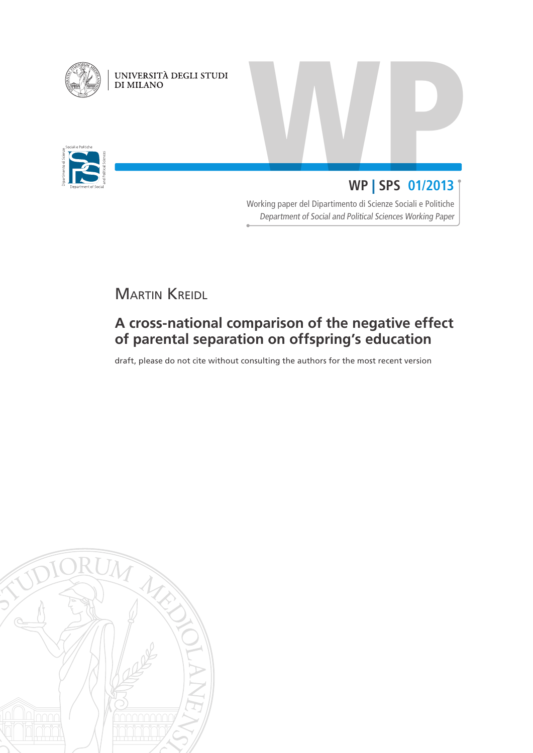UNIVERSITÀ DEGLI STUDI DI MILANO

**WP | SPS 01/2013**

Working paper del Dipartimento di Scienze Sociali e Politiche

*Department of Social and Political Sciences Working Paper*

## Martin Kreidl

# A cross-national comparison of the negative effect of parental separation on offspring's education

draft, please do not cite without consulting the authors for the most recent version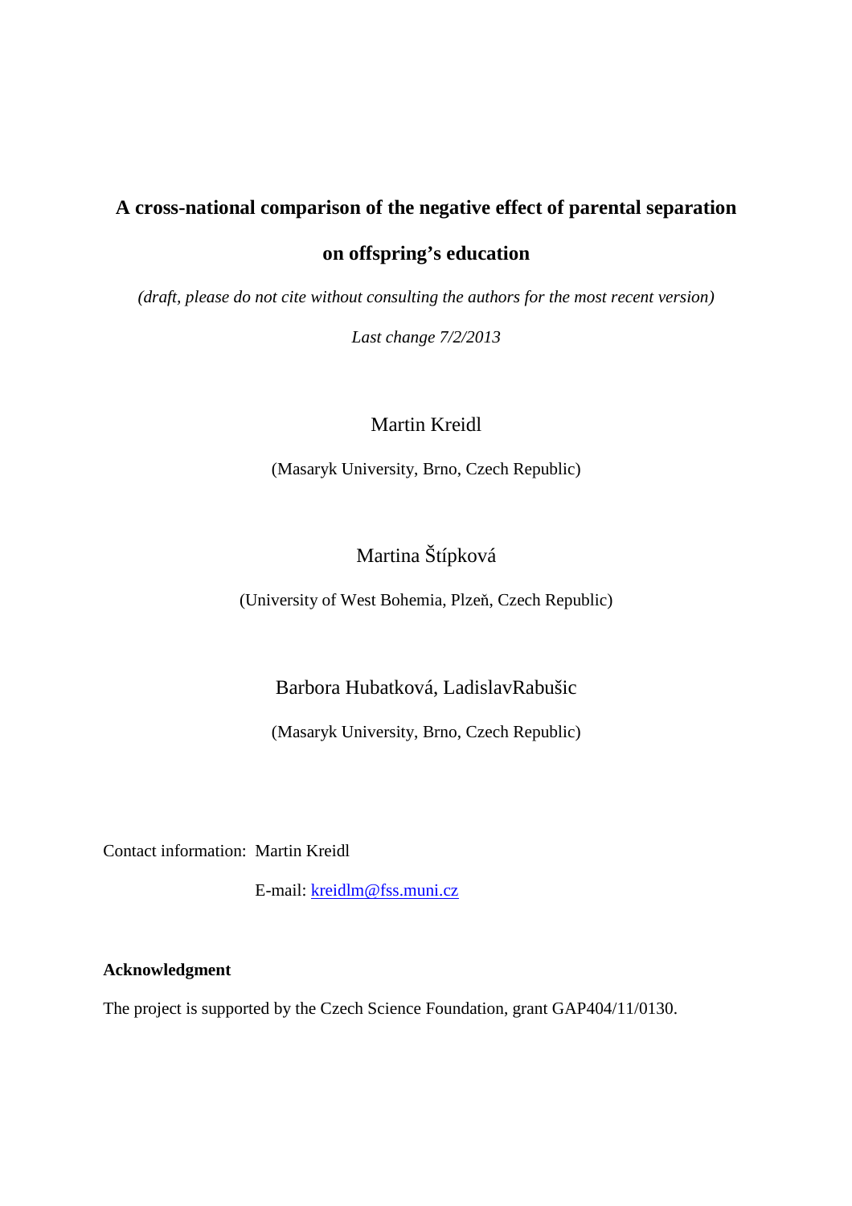# A cross-national comparison of the negative effect of parental separation on offspring's education

*(draft, please do not cite without consulting the authors for the most recent version)*

*Last change 7/2/2013*

Martin Kreidl

(Masaryk University, Brno, Czech Republic)

Martina Štípková

(University of West Bohemia, Plzeň, Czech Republic)

Barbora Hubatková, LadislavRabušic

(Masaryk University, Brno, Czech Republic)

Contact information: Martin Kreidl

E-mail: kreidlm@fss.muni.cz

**Acknowledgment**

The project is supported by the Czech Science Foundation, grant GAP404/11/0130.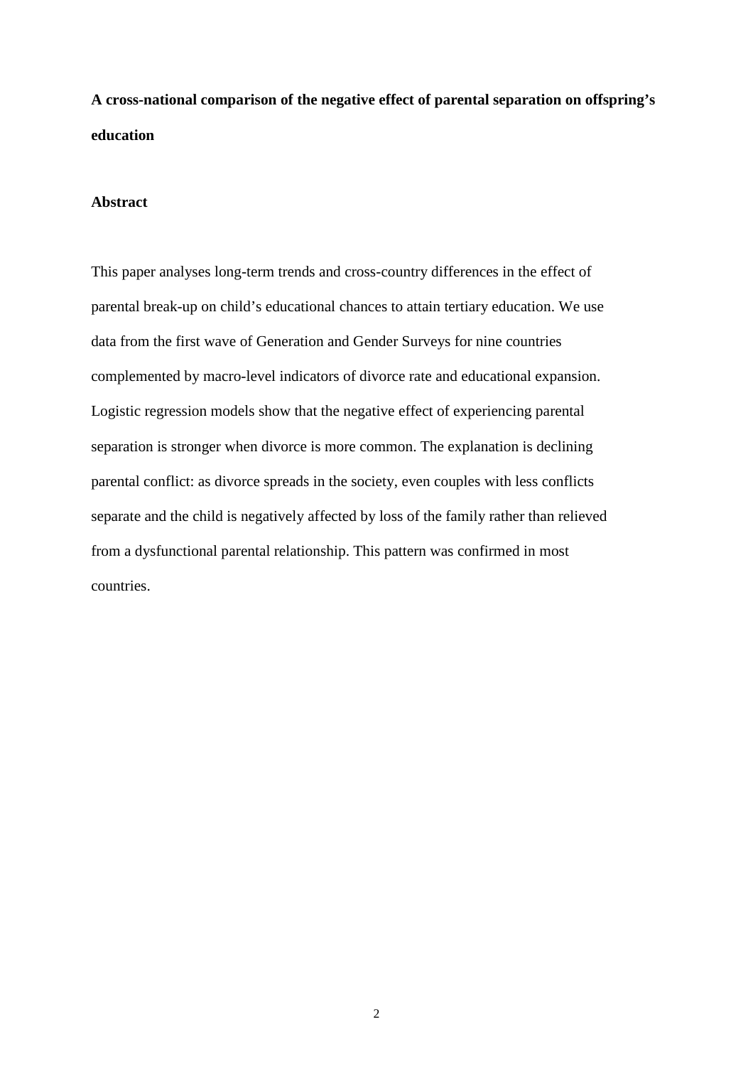**A cross-national comparison of the negative effect of parental separation on offspring's education**

**Abstract**

This paper analyses long-term trends and cross-country differences in the effect of parental break-up on child's educational chances to attain tertiary education. We use data from the first wave of Generation and Gender Surveys for nine countries complemented by macro-level indicators of divorce rate and educational expansion. Logistic regression models show that the negative effect of experiencing parental separation is stronger when divorce is more common. The explanation is declining parental conflict: as divorce spreads in the society, even couples with less conflicts separate and the child is negatively affected by loss of the family rather than relieved from a dysfunctional parental relationship. This pattern was confirmed in most countries.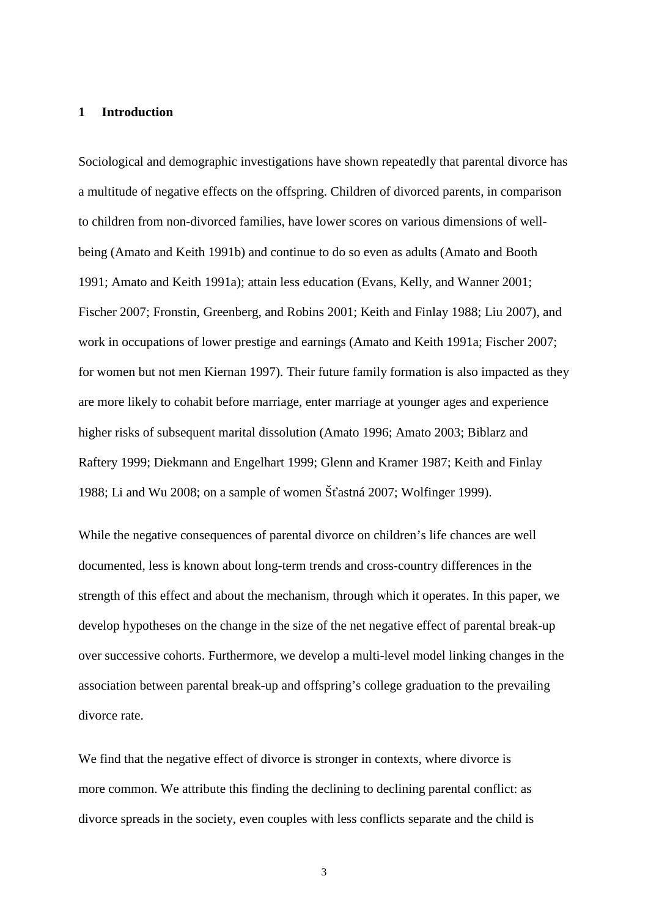## 1 Introduction

Sociological and demographic investigations have shown repeatedly that parental divorce has a multitude of negative effects on the offspring. Children of divorced parents, in comparison to children from non-divorced families, have lower scores on various dimensions of well-being (Amato and Keith 1991b) and continue to do so even as adults (Amato and Booth 1991; Amato and Keith 1991a); attain less education (Evans, Kelly, and Wanner 2001; Fischer 2007; Fronstin, Greenberg, and Robins 2001; Keith and Finlay 1988; Liu 2007), and work in occupations of lower prestige and earnings (Amato and Keith 1991a; Fischer 2007; for women but not men Kiernan 1997). Their future family formation is also impacted as they are more likely to cohabit before marriage, enter marriage at younger ages and experience higher risks of subsequent marital dissolution (Amato 1996; Amato 2003; Biblarz and Raftery 1999; Diekmann and Engelhart 1999; Glenn and Kramer 1987; Keith and Finlay 1988; Li and Wu 2008; on a sample of women Šťastná 2007; Wolfinger 1999).

While the negative consequences of parental divorce on children's life chances are well documented, less is known about long-term trends and cross-country differences in the strength of this effect and about the mechanism, through which it operates. In this paper, we develop hypotheses on the change in the size of the net negative effect of parental break-up over successive cohorts. Furthermore, we develop a multi-level model linking changes in the association between parental break-up and offspring's college graduation to the prevailing divorce rate.

We find that the negative effect of divorce is stronger in contexts, where divorce is more common. We attribute this finding the declining to declining parental conflict: as divorce spreads in the society, even couples with less conflicts separate and the child is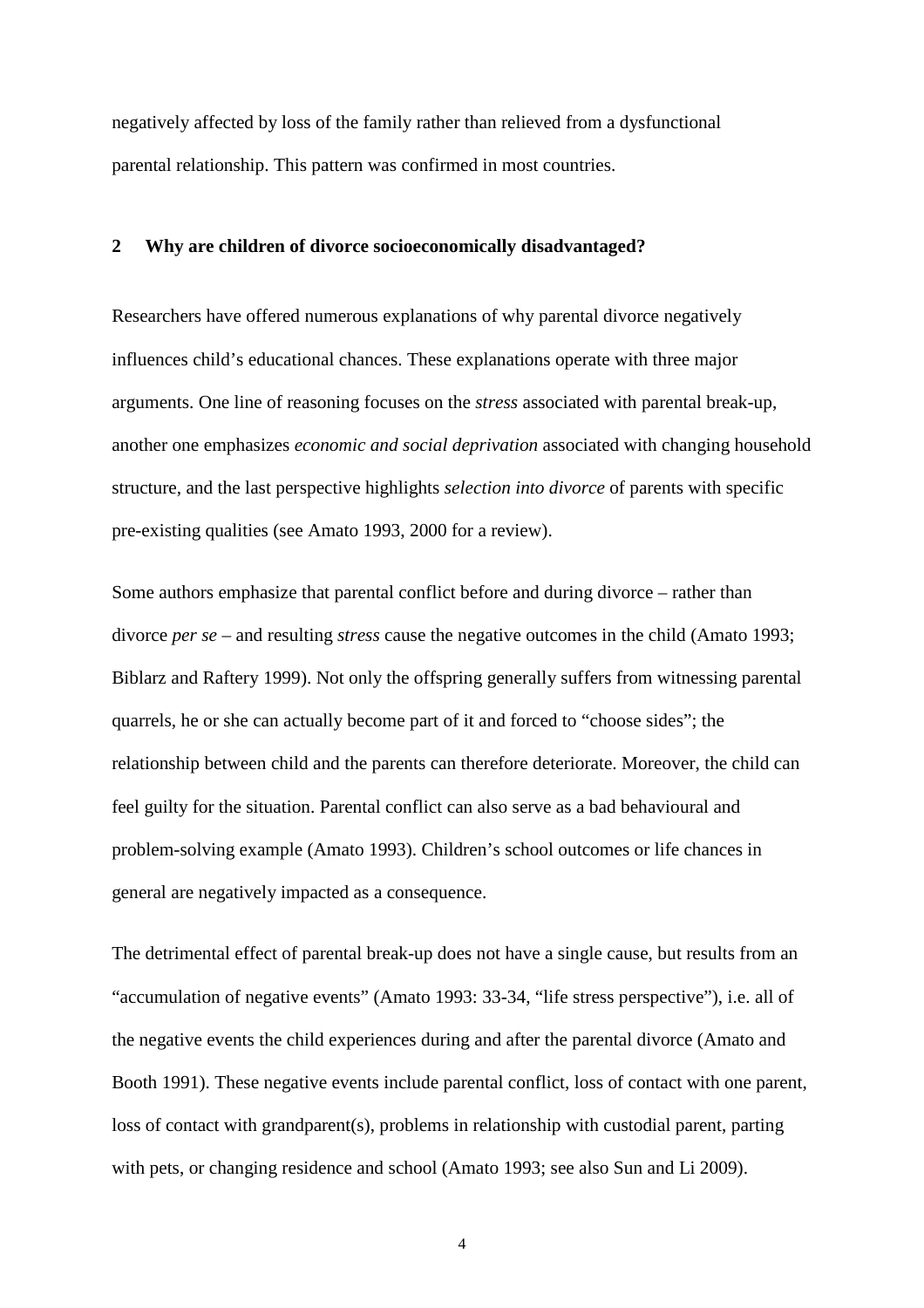negatively affected by loss of the family rather than relieved from a dysfunctional parental relationship. This pattern was confirmed in most countries.

## 2 Why are children of divorce socioeconomically disadvantaged?

Researchers have offered numerous explanations of why parental divorce negatively influences child's educational chances. These explanations operate with three major arguments. One line of reasoning focuses on the *stress* associated with parental break-up, another one emphasizes *economic and social deprivation* associated with changing household structure, and the last perspective highlights *selection into divorce* of parents with specific pre-existing qualities (see Amato 1993, 2000 for a review).

Some authors emphasize that parental conflict before and during divorce – rather than divorce *per se* – and resulting *stress* cause the negative outcomes in the child (Amato 1993; Biblarz and Raftery 1999). Not only the offspring generally suffers from witnessing parental quarrels, he or she can actually become part of it and forced to "choose sides"; the relationship between child and the parents can therefore deteriorate. Moreover, the child can feel guilty for the situation. Parental conflict can also serve as a bad behavioural and problem-solving example (Amato 1993). Children's school outcomes or life chances in general are negatively impacted as a consequence.

The detrimental effect of parental break-up does not have a single cause, but results from an "accumulation of negative events" (Amato 1993: 33-34, "life stress perspective"), i.e. all of the negative events the child experiences during and after the parental divorce (Amato and Booth 1991). These negative events include parental conflict, loss of contact with one parent, loss of contact with grandparent(s), problems in relationship with custodial parent, parting with pets, or changing residence and school (Amato 1993; see also Sun and Li 2009).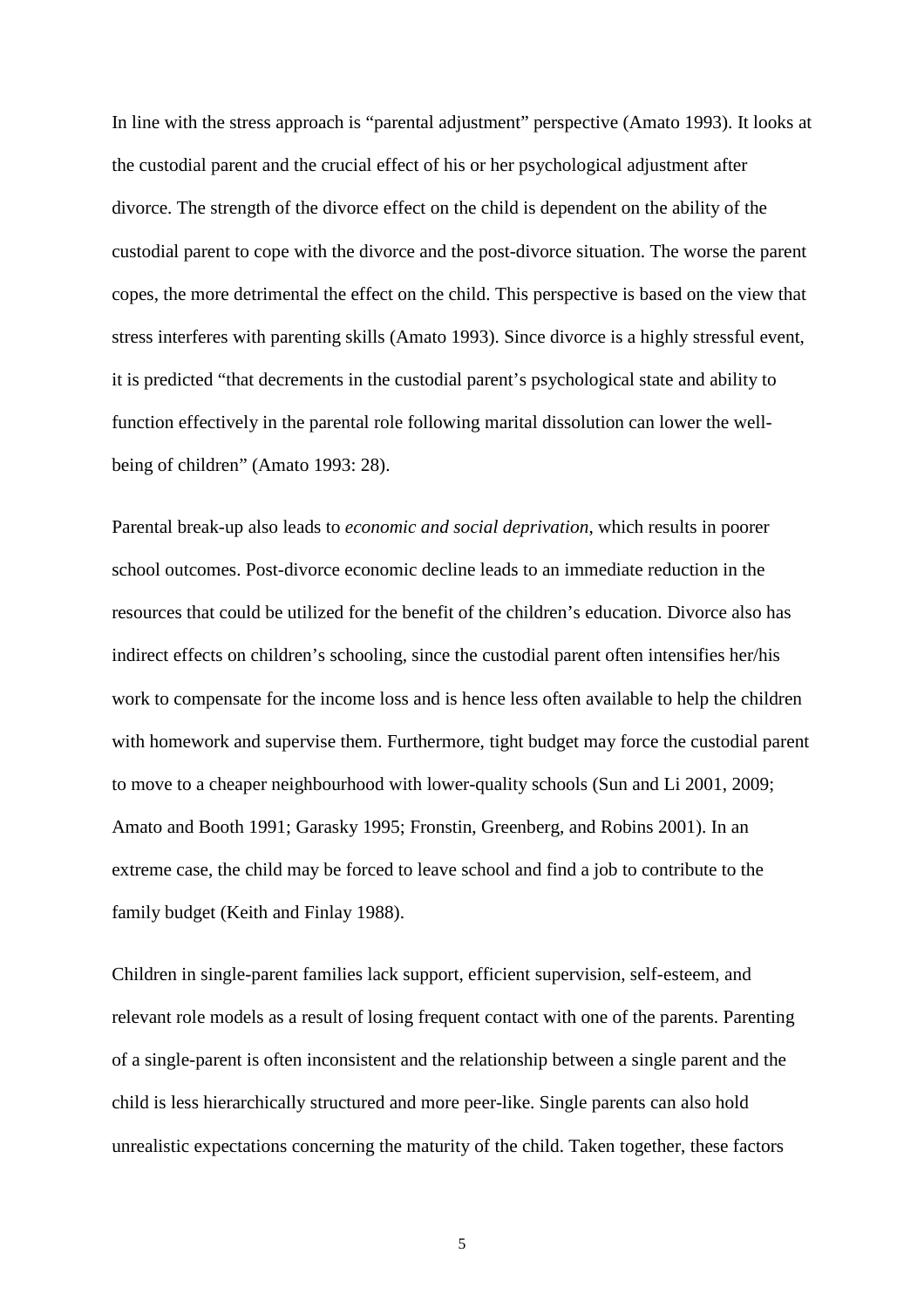In line with the stress approach is "parental adjustment" perspective (Amato 1993). It looks at the custodial parent and the crucial effect of his or her psychological adjustment after divorce. The strength of the divorce effect on the child is dependent on the ability of the custodial parent to cope with the divorce and the post-divorce situation. The worse the parent copes, the more detrimental the effect on the child. This perspective is based on the view that stress interferes with parenting skills (Amato 1993). Since divorce is a highly stressful event, it is predicted "that decrements in the custodial parent's psychological state and ability to function effectively in the parental role following marital dissolution can lower the well-being of children" (Amato 1993: 28).

Parental break-up also leads to *economic and social deprivation*, which results in poorer school outcomes. Post-divorce economic decline leads to an immediate reduction in the resources that could be utilized for the benefit of the children's education. Divorce also has indirect effects on children's schooling, since the custodial parent often intensifies her/his work to compensate for the income loss and is hence less often available to help the children with homework and supervise them. Furthermore, tight budget may force the custodial parent to move to a cheaper neighbourhood with lower-quality schools (Sun and Li 2001, 2009; Amato and Booth 1991; Garasky 1995; Fronstin, Greenberg, and Robins 2001). In an extreme case, the child may be forced to leave school and find a job to contribute to the family budget (Keith and Finlay 1988).

Children in single-parent families lack support, efficient supervision, self-esteem, and relevant role models as a result of losing frequent contact with one of the parents. Parenting of a single-parent is often inconsistent and the relationship between a single parent and the child is less hierarchically structured and more peer-like. Single parents can also hold unrealistic expectations concerning the maturity of the child. Taken together, these factors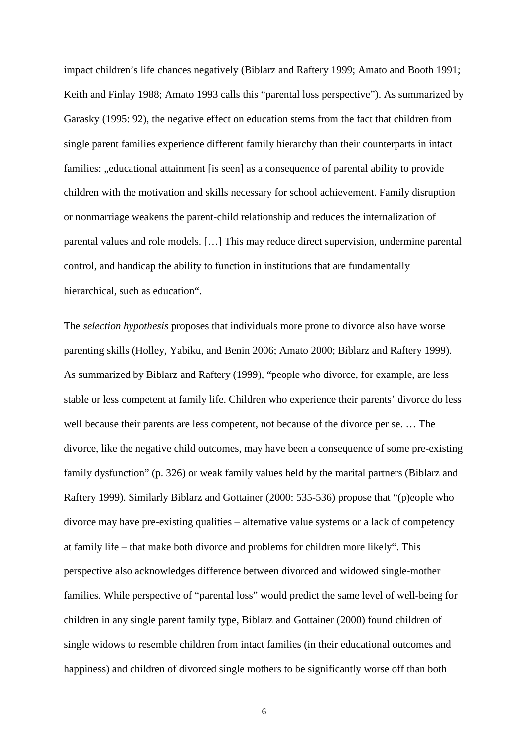impact children’s life chances negatively (Biblarz and Raftery 1999; Amato and Booth 1991; Keith and Finlay 1988; Amato 1993 calls this “parental loss perspective”). As summarized by Garasky (1995: 92), the negative effect on education stems from the fact that children from single parent families experience different family hierarchy than their counterparts in intact families: „educational attainment [is seen] as a consequence of parental ability to provide children with the motivation and skills necessary for school achievement. Family disruption or nonmarriage weakens the parent-child relationship and reduces the internalization of parental values and role models. […] This may reduce direct supervision, undermine parental control, and handicap the ability to function in institutions that are fundamentally hierarchical, such as education“.

The *selection hypothesis* proposes that individuals more prone to divorce also have worse parenting skills (Holley, Yabiku, and Benin 2006; Amato 2000; Biblarz and Raftery 1999). As summarized by Biblarz and Raftery (1999), “people who divorce, for example, are less stable or less competent at family life. Children who experience their parents’ divorce do less well because their parents are less competent, not because of the divorce per se. … The divorce, like the negative child outcomes, may have been a consequence of some pre-existing family dysfunction” (p. 326) or weak family values held by the marital partners (Biblarz and Raftery 1999). Similarly Biblarz and Gottainer (2000: 535-536) propose that “(p)eople who divorce may have pre-existing qualities – alternative value systems or a lack of competency at family life – that make both divorce and problems for children more likely“. This perspective also acknowledges difference between divorced and widowed single-mother families. While perspective of “parental loss” would predict the same level of well-being for children in any single parent family type, Biblarz and Gottainer (2000) found children of single widows to resemble children from intact families (in their educational outcomes and happiness) and children of divorced single mothers to be significantly worse off than both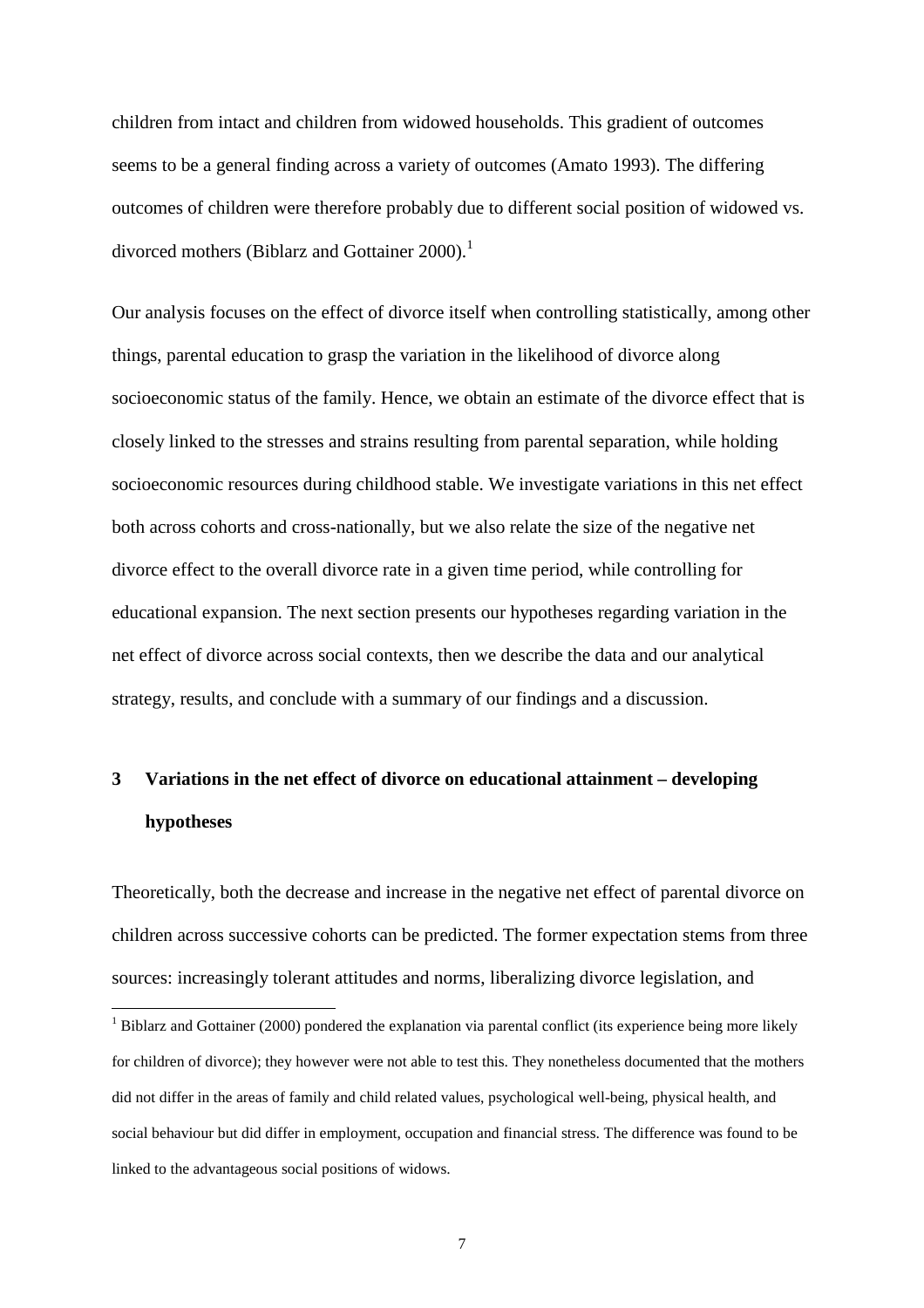children from intact and children from widowed households. This gradient of outcomes seems to be a general finding across a variety of outcomes (Amato 1993). The differing outcomes of children were therefore probably due to different social position of widowed vs. divorced mothers (Biblarz and Gottainer 2000).[1]

Our analysis focuses on the effect of divorce itself when controlling statistically, among other things, parental education to grasp the variation in the likelihood of divorce along socioeconomic status of the family. Hence, we obtain an estimate of the divorce effect that is closely linked to the stresses and strains resulting from parental separation, while holding socioeconomic resources during childhood stable. We investigate variations in this net effect both across cohorts and cross-nationally, but we also relate the size of the negative net divorce effect to the overall divorce rate in a given time period, while controlling for educational expansion. The next section presents our hypotheses regarding variation in the net effect of divorce across social contexts, then we describe the data and our analytical strategy, results, and conclude with a summary of our findings and a discussion.

## 3 Variations in the net effect of divorce on educational attainment – developing hypotheses

Theoretically, both the decrease and increase in the negative net effect of parental divorce on children across successive cohorts can be predicted. The former expectation stems from three sources: increasingly tolerant attitudes and norms, liberalizing divorce legislation, and

[1] Biblarz and Gottainer (2000) pondered the explanation via parental conflict (its experience being more likely for children of divorce); they however were not able to test this. They nonetheless documented that the mothers did not differ in the areas of family and child related values, psychological well-being, physical health, and social behaviour but did differ in employment, occupation and financial stress. The difference was found to be linked to the advantageous social positions of widows.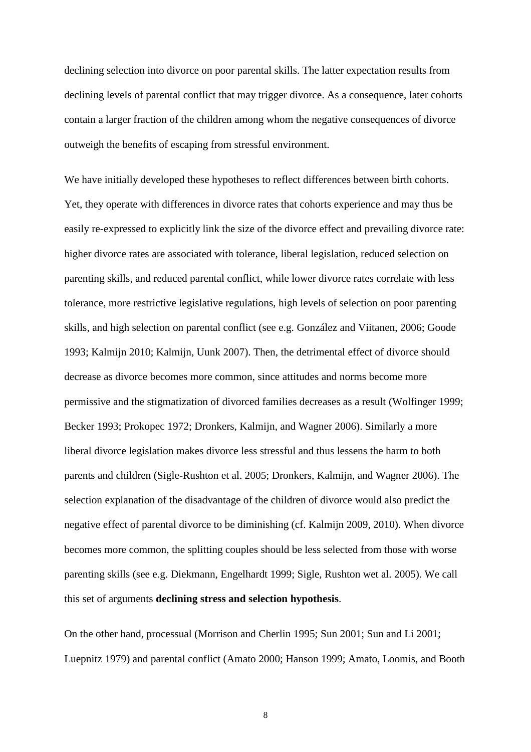declining selection into divorce on poor parental skills. The latter expectation results from declining levels of parental conflict that may trigger divorce. As a consequence, later cohorts contain a larger fraction of the children among whom the negative consequences of divorce outweigh the benefits of escaping from stressful environment.

We have initially developed these hypotheses to reflect differences between birth cohorts. Yet, they operate with differences in divorce rates that cohorts experience and may thus be easily re-expressed to explicitly link the size of the divorce effect and prevailing divorce rate: higher divorce rates are associated with tolerance, liberal legislation, reduced selection on parenting skills, and reduced parental conflict, while lower divorce rates correlate with less tolerance, more restrictive legislative regulations, high levels of selection on poor parenting skills, and high selection on parental conflict (see e.g. González and Viitanen, 2006; Goode 1993; Kalmijn 2010; Kalmijn, Uunk 2007). Then, the detrimental effect of divorce should decrease as divorce becomes more common, since attitudes and norms become more permissive and the stigmatization of divorced families decreases as a result (Wolfinger 1999; Becker 1993; Prokopec 1972; Dronkers, Kalmijn, and Wagner 2006). Similarly a more liberal divorce legislation makes divorce less stressful and thus lessens the harm to both parents and children (Sigle-Rushton et al. 2005; Dronkers, Kalmijn, and Wagner 2006). The selection explanation of the disadvantage of the children of divorce would also predict the negative effect of parental divorce to be diminishing (cf. Kalmijn 2009, 2010). When divorce becomes more common, the splitting couples should be less selected from those with worse parenting skills (see e.g. Diekmann, Engelhardt 1999; Sigle, Rushton wet al. 2005). We call this set of arguments **declining stress and selection hypothesis**.

On the other hand, processual (Morrison and Cherlin 1995; Sun 2001; Sun and Li 2001; Luepnitz 1979) and parental conflict (Amato 2000; Hanson 1999; Amato, Loomis, and Booth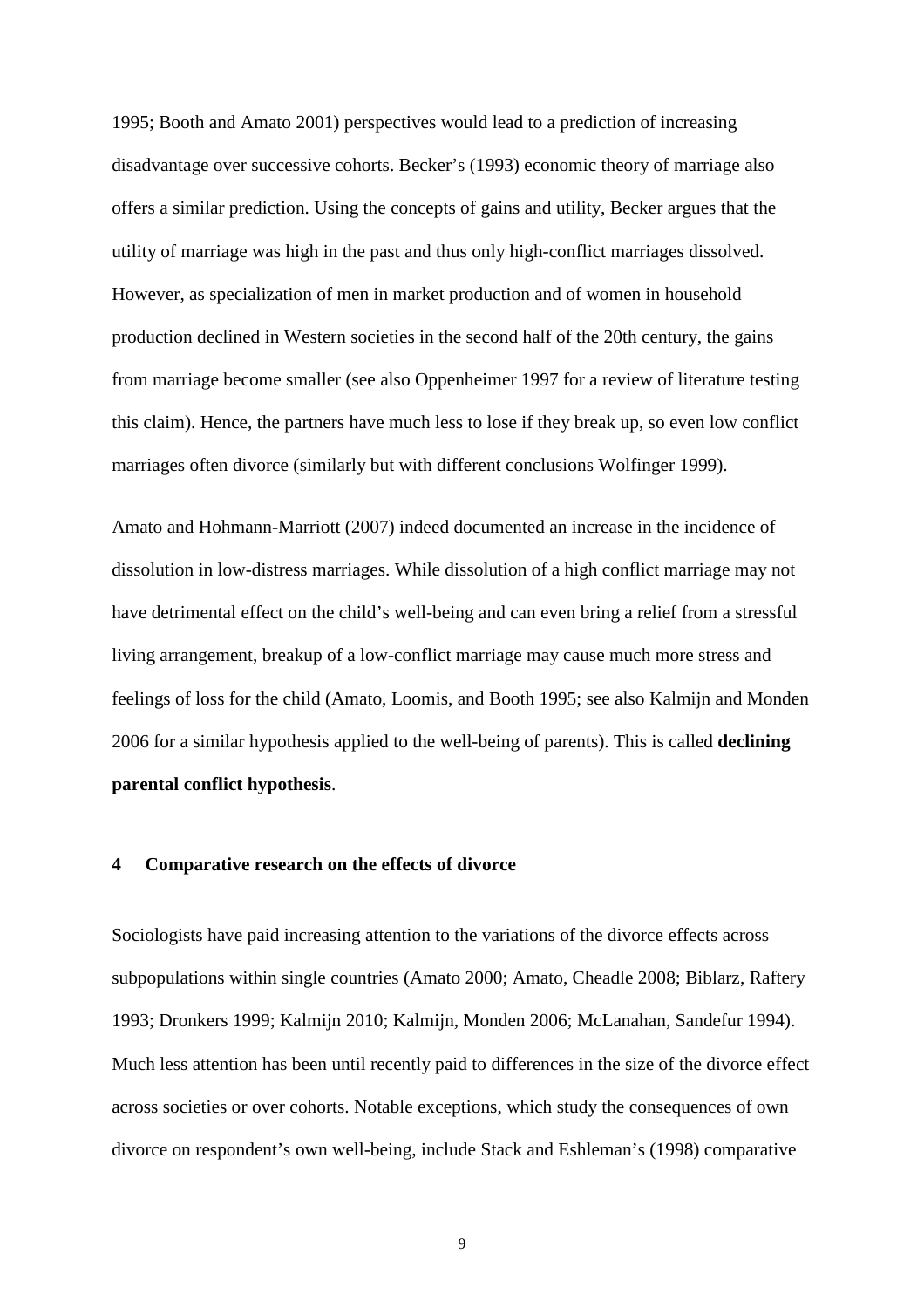1995; Booth and Amato 2001) perspectives would lead to a prediction of increasing disadvantage over successive cohorts. Becker's (1993) economic theory of marriage also offers a similar prediction. Using the concepts of gains and utility, Becker argues that the utility of marriage was high in the past and thus only high-conflict marriages dissolved. However, as specialization of men in market production and of women in household production declined in Western societies in the second half of the 20th century, the gains from marriage become smaller (see also Oppenheimer 1997 for a review of literature testing this claim). Hence, the partners have much less to lose if they break up, so even low conflict marriages often divorce (similarly but with different conclusions Wolfinger 1999).

Amato and Hohmann-Marriott (2007) indeed documented an increase in the incidence of dissolution in low-distress marriages. While dissolution of a high conflict marriage may not have detrimental effect on the child's well-being and can even bring a relief from a stressful living arrangement, breakup of a low-conflict marriage may cause much more stress and feelings of loss for the child (Amato, Loomis, and Booth 1995; see also Kalmijn and Monden 2006 for a similar hypothesis applied to the well-being of parents). This is called **declining parental conflict hypothesis**.

## 4 Comparative research on the effects of divorce

Sociologists have paid increasing attention to the variations of the divorce effects across subpopulations within single countries (Amato 2000; Amato, Cheadle 2008; Biblarz, Raftery 1993; Dronkers 1999; Kalmijn 2010; Kalmijn, Monden 2006; McLanahan, Sandefur 1994). Much less attention has been until recently paid to differences in the size of the divorce effect across societies or over cohorts. Notable exceptions, which study the consequences of own divorce on respondent's own well-being, include Stack and Eshleman's (1998) comparative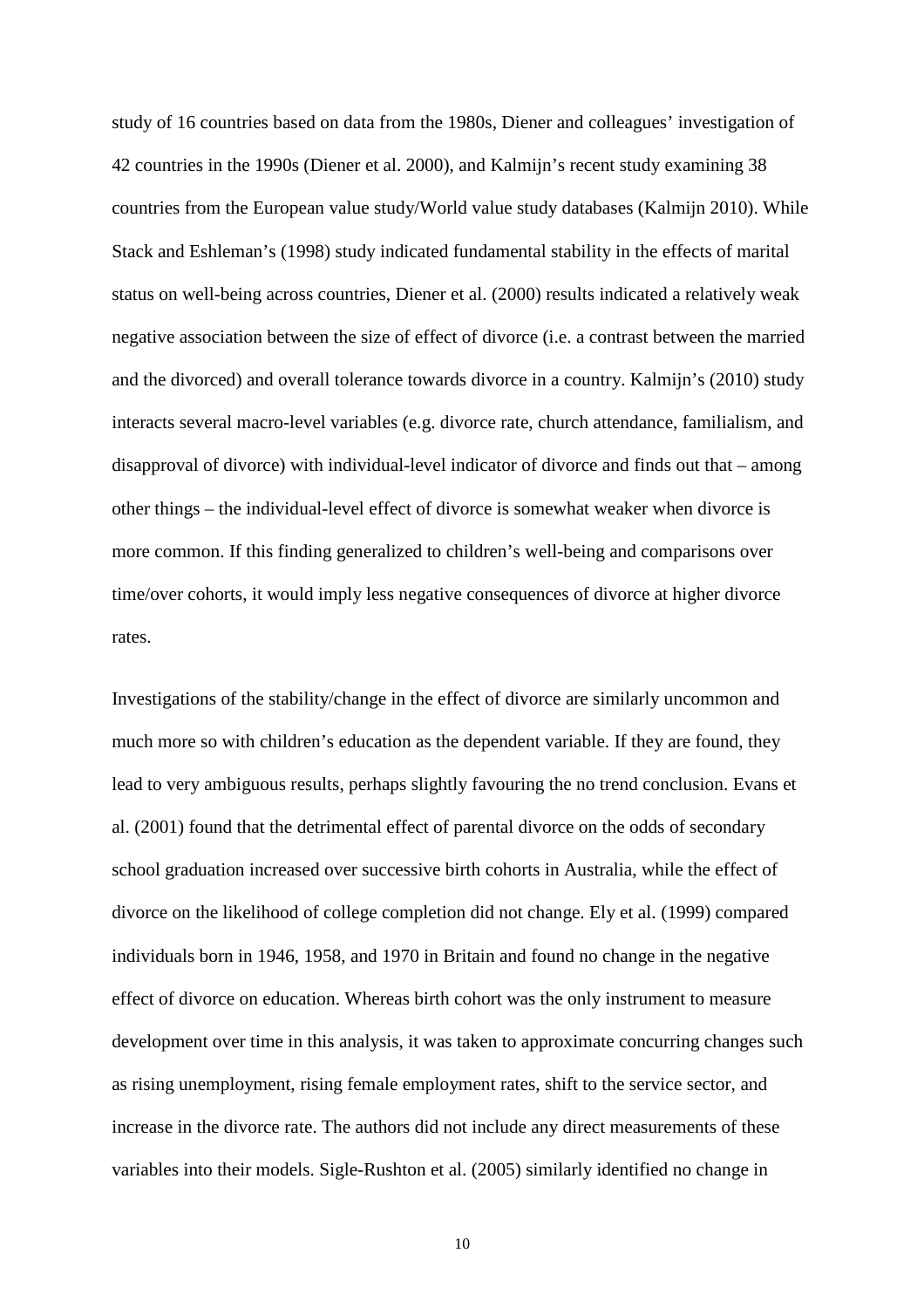study of 16 countries based on data from the 1980s, Diener and colleagues' investigation of 42 countries in the 1990s (Diener et al. 2000), and Kalmijn's recent study examining 38 countries from the European value study/World value study databases (Kalmijn 2010). While Stack and Eshleman's (1998) study indicated fundamental stability in the effects of marital status on well-being across countries, Diener et al. (2000) results indicated a relatively weak negative association between the size of effect of divorce (i.e. a contrast between the married and the divorced) and overall tolerance towards divorce in a country. Kalmijn's (2010) study interacts several macro-level variables (e.g. divorce rate, church attendance, familialism, and disapproval of divorce) with individual-level indicator of divorce and finds out that – among other things – the individual-level effect of divorce is somewhat weaker when divorce is more common. If this finding generalized to children's well-being and comparisons over time/over cohorts, it would imply less negative consequences of divorce at higher divorce rates.

Investigations of the stability/change in the effect of divorce are similarly uncommon and much more so with children's education as the dependent variable. If they are found, they lead to very ambiguous results, perhaps slightly favouring the no trend conclusion. Evans et al. (2001) found that the detrimental effect of parental divorce on the odds of secondary school graduation increased over successive birth cohorts in Australia, while the effect of divorce on the likelihood of college completion did not change. Ely et al. (1999) compared individuals born in 1946, 1958, and 1970 in Britain and found no change in the negative effect of divorce on education. Whereas birth cohort was the only instrument to measure development over time in this analysis, it was taken to approximate concurring changes such as rising unemployment, rising female employment rates, shift to the service sector, and increase in the divorce rate. The authors did not include any direct measurements of these variables into their models. Sigle-Rushton et al. (2005) similarly identified no change in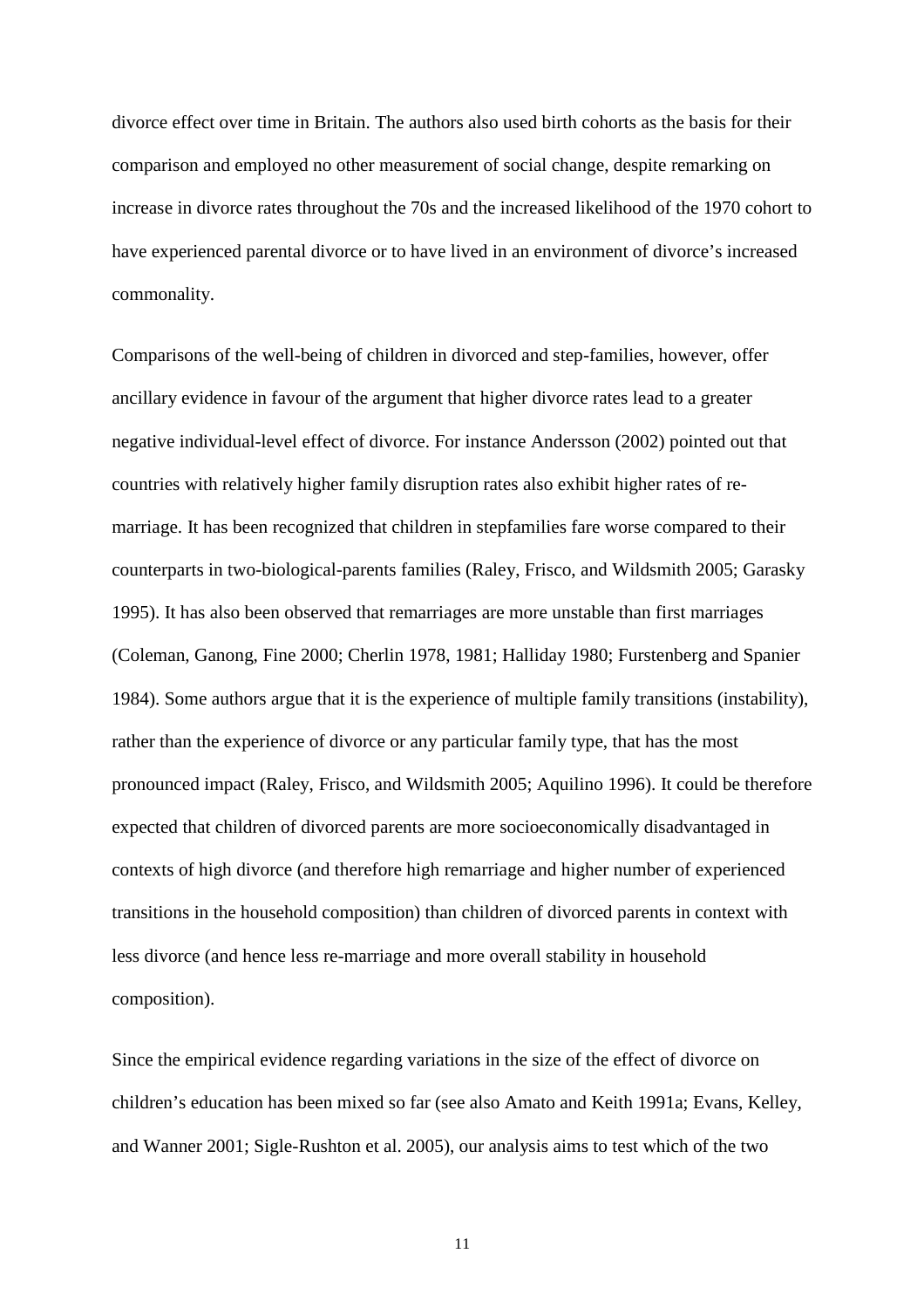divorce effect over time in Britain. The authors also used birth cohorts as the basis for their comparison and employed no other measurement of social change, despite remarking on increase in divorce rates throughout the 70s and the increased likelihood of the 1970 cohort to have experienced parental divorce or to have lived in an environment of divorce's increased commonality.

Comparisons of the well-being of children in divorced and step-families, however, offer ancillary evidence in favour of the argument that higher divorce rates lead to a greater negative individual-level effect of divorce. For instance Andersson (2002) pointed out that countries with relatively higher family disruption rates also exhibit higher rates of re-marriage. It has been recognized that children in stepfamilies fare worse compared to their counterparts in two-biological-parents families (Raley, Frisco, and Wildsmith 2005; Garasky 1995). It has also been observed that remarriages are more unstable than first marriages (Coleman, Ganong, Fine 2000; Cherlin 1978, 1981; Halliday 1980; Furstenberg and Spanier 1984). Some authors argue that it is the experience of multiple family transitions (instability), rather than the experience of divorce or any particular family type, that has the most pronounced impact (Raley, Frisco, and Wildsmith 2005; Aquilino 1996). It could be therefore expected that children of divorced parents are more socioeconomically disadvantaged in contexts of high divorce (and therefore high remarriage and higher number of experienced transitions in the household composition) than children of divorced parents in context with less divorce (and hence less re-marriage and more overall stability in household composition).

Since the empirical evidence regarding variations in the size of the effect of divorce on children's education has been mixed so far (see also Amato and Keith 1991a; Evans, Kelley, and Wanner 2001; Sigle-Rushton et al. 2005), our analysis aims to test which of the two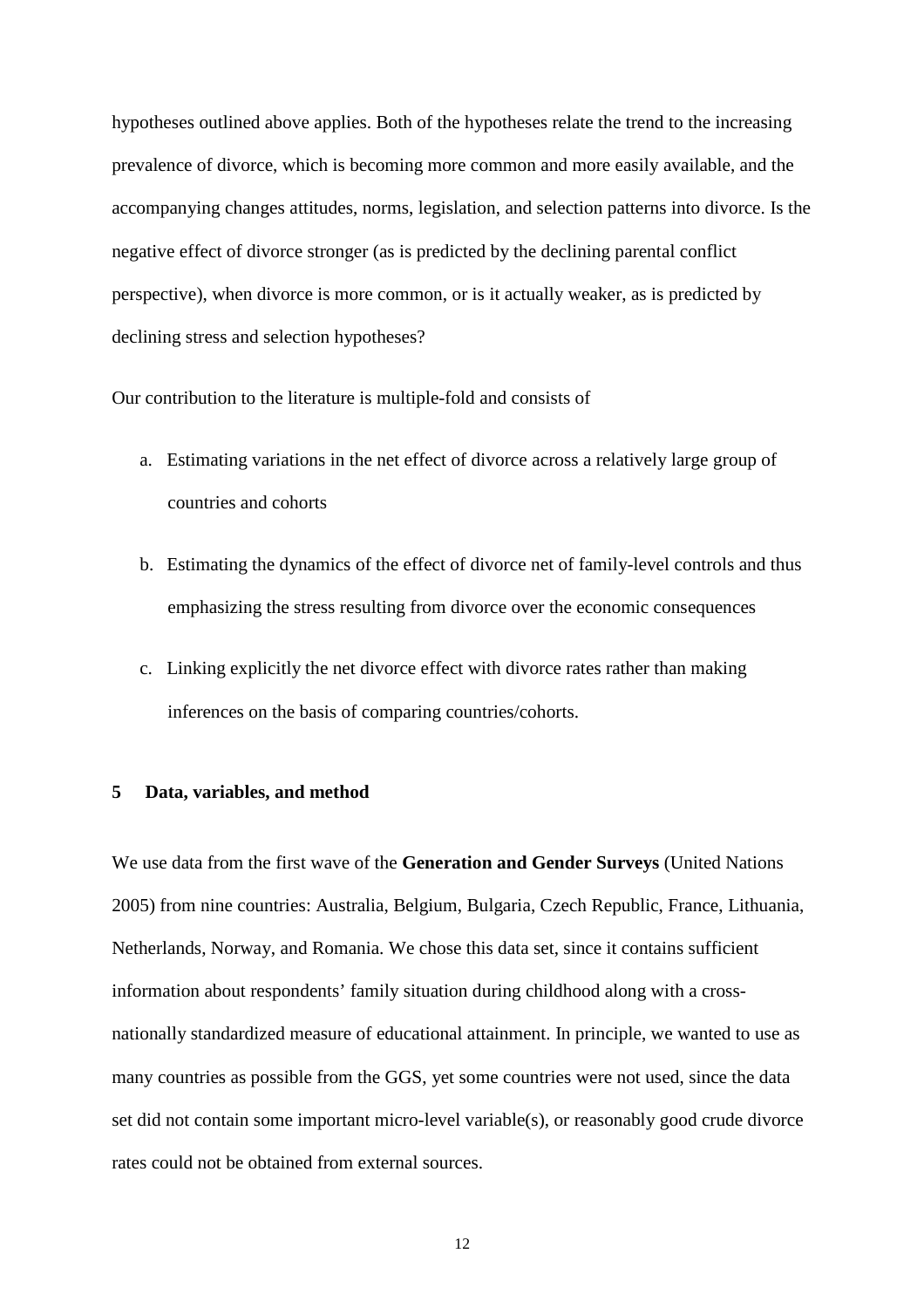hypotheses outlined above applies. Both of the hypotheses relate the trend to the increasing prevalence of divorce, which is becoming more common and more easily available, and the accompanying changes attitudes, norms, legislation, and selection patterns into divorce. Is the negative effect of divorce stronger (as is predicted by the declining parental conflict perspective), when divorce is more common, or is it actually weaker, as is predicted by declining stress and selection hypotheses?

Our contribution to the literature is multiple-fold and consists of

a. Estimating variations in the net effect of divorce across a relatively large group of countries and cohorts

b. Estimating the dynamics of the effect of divorce net of family-level controls and thus emphasizing the stress resulting from divorce over the economic consequences

c. Linking explicitly the net divorce effect with divorce rates rather than making inferences on the basis of comparing countries/cohorts.

## 5 Data, variables, and method

We use data from the first wave of the **Generation and Gender Surveys** (United Nations 2005) from nine countries: Australia, Belgium, Bulgaria, Czech Republic, France, Lithuania, Netherlands, Norway, and Romania. We chose this data set, since it contains sufficient information about respondents' family situation during childhood along with a cross-nationally standardized measure of educational attainment. In principle, we wanted to use as many countries as possible from the GGS, yet some countries were not used, since the data set did not contain some important micro-level variable(s), or reasonably good crude divorce rates could not be obtained from external sources.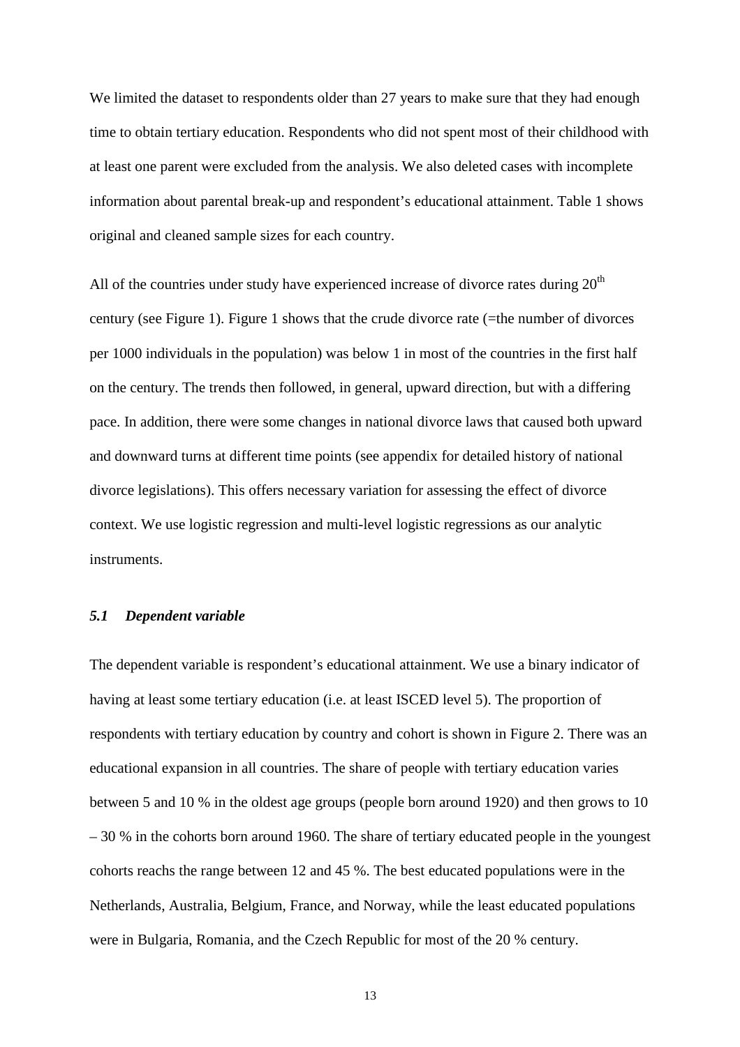We limited the dataset to respondents older than 27 years to make sure that they had enough time to obtain tertiary education. Respondents who did not spent most of their childhood with at least one parent were excluded from the analysis. We also deleted cases with incomplete information about parental break-up and respondent's educational attainment. Table 1 shows original and cleaned sample sizes for each country.

All of the countries under study have experienced increase of divorce rates during 20$^{th}$ century (see Figure 1). Figure 1 shows that the crude divorce rate (=the number of divorces per 1000 individuals in the population) was below 1 in most of the countries in the first half on the century. The trends then followed, in general, upward direction, but with a differing pace. In addition, there were some changes in national divorce laws that caused both upward and downward turns at different time points (see appendix for detailed history of national divorce legislations). This offers necessary variation for assessing the effect of divorce context. We use logistic regression and multi-level logistic regressions as our analytic instruments.

### *5.1 Dependent variable*

The dependent variable is respondent's educational attainment. We use a binary indicator of having at least some tertiary education (i.e. at least ISCED level 5). The proportion of respondents with tertiary education by country and cohort is shown in Figure 2. There was an educational expansion in all countries. The share of people with tertiary education varies between 5 and 10 % in the oldest age groups (people born around 1920) and then grows to 10 – 30 % in the cohorts born around 1960. The share of tertiary educated people in the youngest cohorts reachs the range between 12 and 45 %. The best educated populations were in the Netherlands, Australia, Belgium, France, and Norway, while the least educated populations were in Bulgaria, Romania, and the Czech Republic for most of the 20 % century.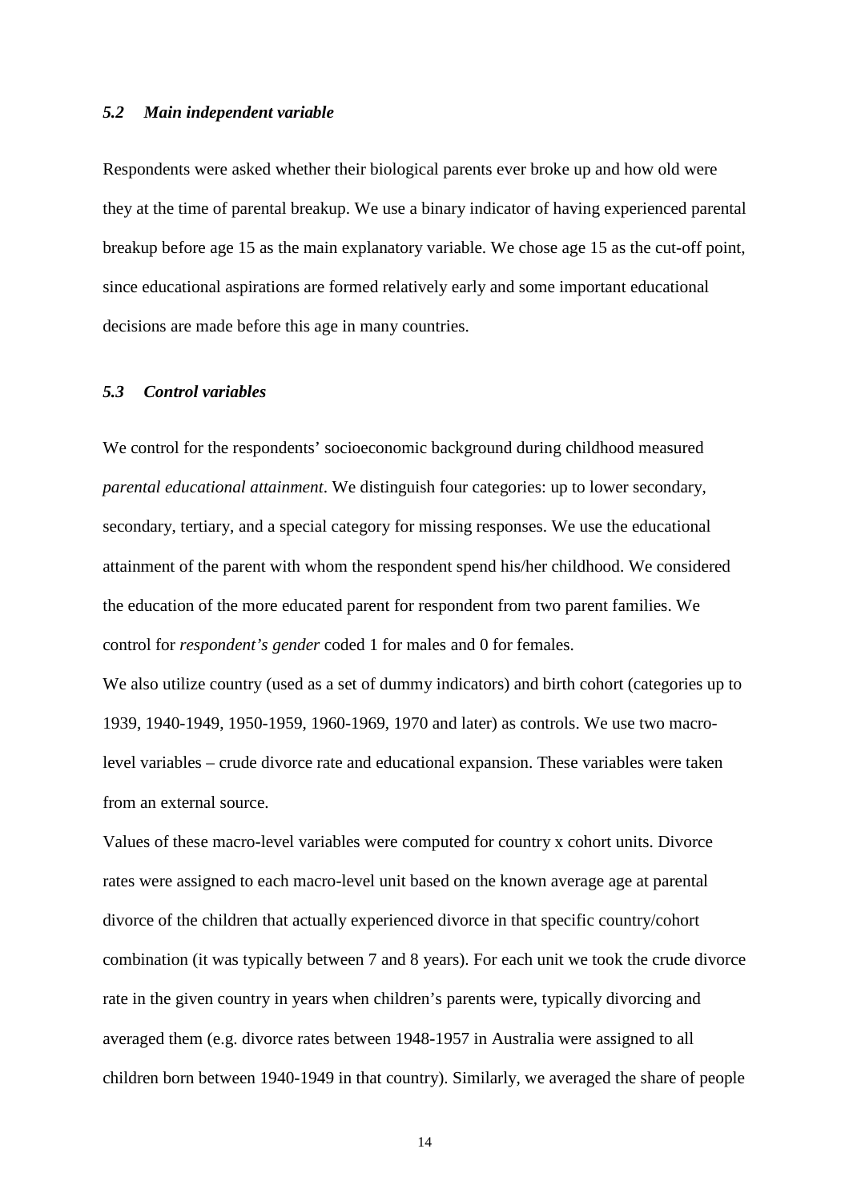### *5.2 Main independent variable*

Respondents were asked whether their biological parents ever broke up and how old were they at the time of parental breakup. We use a binary indicator of having experienced parental breakup before age 15 as the main explanatory variable. We chose age 15 as the cut-off point, since educational aspirations are formed relatively early and some important educational decisions are made before this age in many countries.

### *5.3 Control variables*

We control for the respondents' socioeconomic background during childhood measured *parental educational attainment*. We distinguish four categories: up to lower secondary, secondary, tertiary, and a special category for missing responses. We use the educational attainment of the parent with whom the respondent spend his/her childhood. We considered the education of the more educated parent for respondent from two parent families. We control for *respondent's gender* coded 1 for males and 0 for females.

We also utilize country (used as a set of dummy indicators) and birth cohort (categories up to 1939, 1940-1949, 1950-1959, 1960-1969, 1970 and later) as controls. We use two macro-level variables – crude divorce rate and educational expansion. These variables were taken from an external source.

Values of these macro-level variables were computed for country x cohort units. Divorce rates were assigned to each macro-level unit based on the known average age at parental divorce of the children that actually experienced divorce in that specific country/cohort combination (it was typically between 7 and 8 years). For each unit we took the crude divorce rate in the given country in years when children's parents were, typically divorcing and averaged them (e.g. divorce rates between 1948-1957 in Australia were assigned to all children born between 1940-1949 in that country). Similarly, we averaged the share of people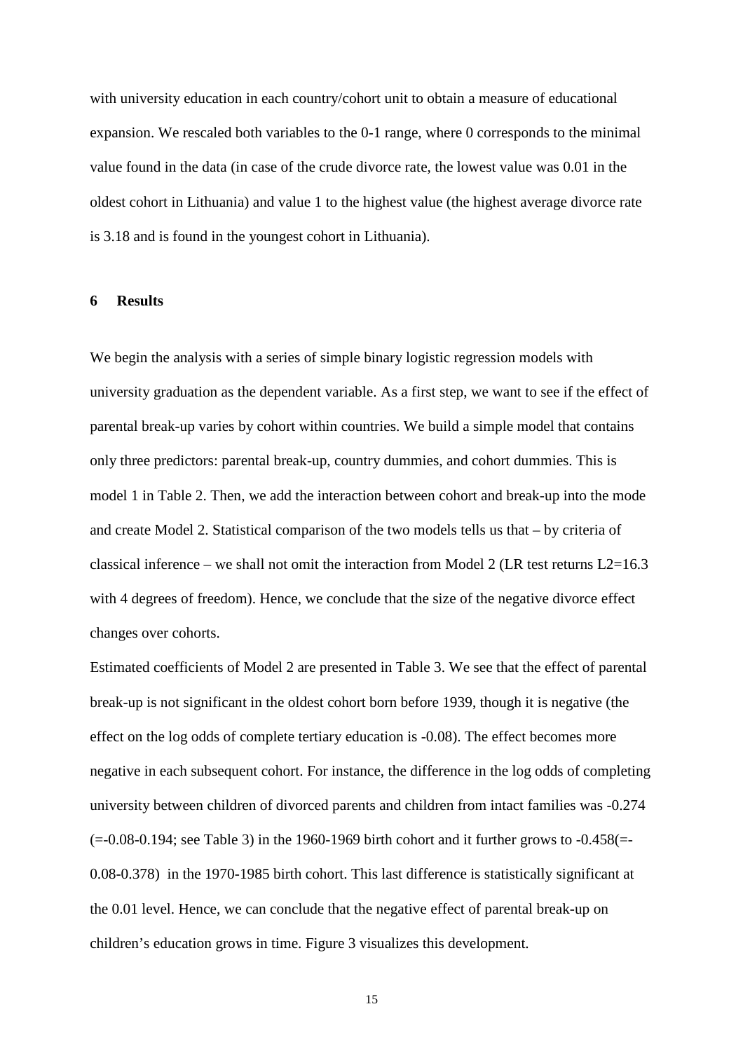with university education in each country/cohort unit to obtain a measure of educational expansion. We rescaled both variables to the 0-1 range, where 0 corresponds to the minimal value found in the data (in case of the crude divorce rate, the lowest value was 0.01 in the oldest cohort in Lithuania) and value 1 to the highest value (the highest average divorce rate is 3.18 and is found in the youngest cohort in Lithuania).

## 6 Results

We begin the analysis with a series of simple binary logistic regression models with university graduation as the dependent variable. As a first step, we want to see if the effect of parental break-up varies by cohort within countries. We build a simple model that contains only three predictors: parental break-up, country dummies, and cohort dummies. This is model 1 in Table 2. Then, we add the interaction between cohort and break-up into the mode and create Model 2. Statistical comparison of the two models tells us that – by criteria of classical inference – we shall not omit the interaction from Model 2 (LR test returns $L2=16.3$ with 4 degrees of freedom). Hence, we conclude that the size of the negative divorce effect changes over cohorts.

Estimated coefficients of Model 2 are presented in Table 3. We see that the effect of parental break-up is not significant in the oldest cohort born before 1939, though it is negative (the effect on the log odds of complete tertiary education is -0.08). The effect becomes more negative in each subsequent cohort. For instance, the difference in the log odds of completing university between children of divorced parents and children from intact families was -0.274 (=-0.08-0.194; see Table 3) in the 1960-1969 birth cohort and it further grows to -0.458(=-0.08-0.378) in the 1970-1985 birth cohort. This last difference is statistically significant at the 0.01 level. Hence, we can conclude that the negative effect of parental break-up on children's education grows in time. Figure 3 visualizes this development.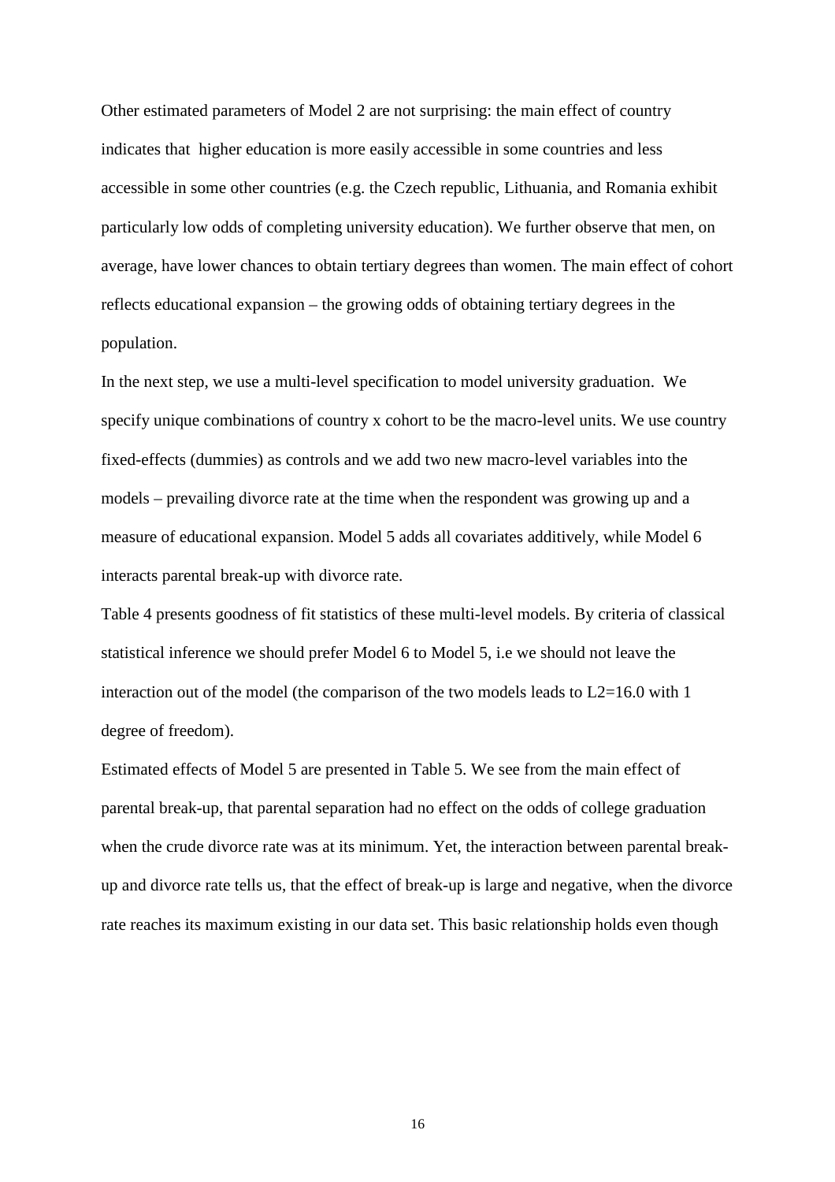Other estimated parameters of Model 2 are not surprising: the main effect of country indicates that higher education is more easily accessible in some countries and less accessible in some other countries (e.g. the Czech republic, Lithuania, and Romania exhibit particularly low odds of completing university education). We further observe that men, on average, have lower chances to obtain tertiary degrees than women. The main effect of cohort reflects educational expansion – the growing odds of obtaining tertiary degrees in the population.

In the next step, we use a multi-level specification to model university graduation. We specify unique combinations of country x cohort to be the macro-level units. We use country fixed-effects (dummies) as controls and we add two new macro-level variables into the models – prevailing divorce rate at the time when the respondent was growing up and a measure of educational expansion. Model 5 adds all covariates additively, while Model 6 interacts parental break-up with divorce rate.

Table 4 presents goodness of fit statistics of these multi-level models. By criteria of classical statistical inference we should prefer Model 6 to Model 5, i.e we should not leave the interaction out of the model (the comparison of the two models leads to L2=16.0 with 1 degree of freedom).

Estimated effects of Model 5 are presented in Table 5. We see from the main effect of parental break-up, that parental separation had no effect on the odds of college graduation when the crude divorce rate was at its minimum. Yet, the interaction between parental break-up and divorce rate tells us, that the effect of break-up is large and negative, when the divorce rate reaches its maximum existing in our data set. This basic relationship holds even though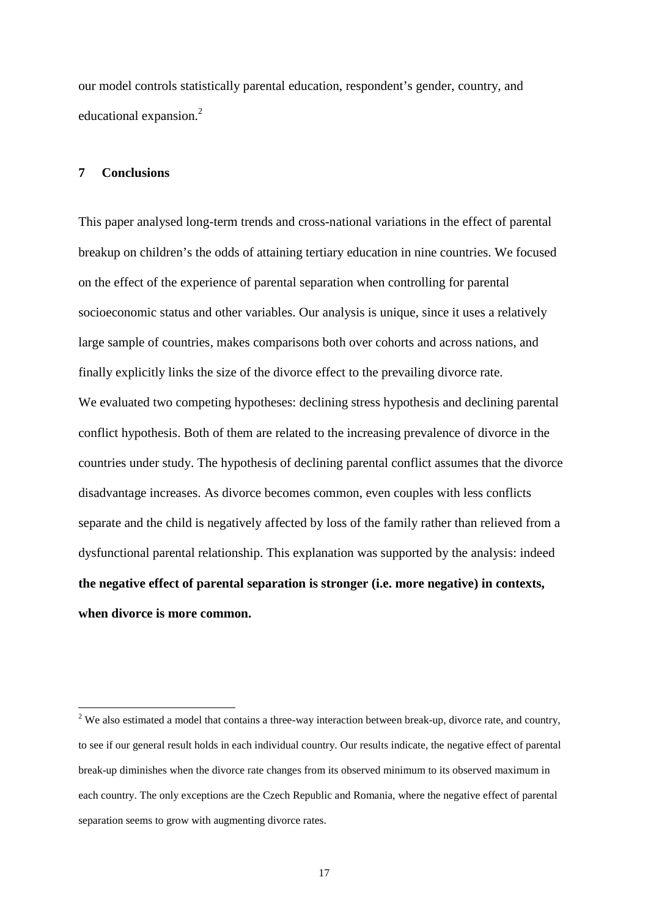our model controls statistically parental education, respondent's gender, country, and educational expansion.[2]

## 7 Conclusions

This paper analysed long-term trends and cross-national variations in the effect of parental breakup on children's the odds of attaining tertiary education in nine countries. We focused on the effect of the experience of parental separation when controlling for parental socioeconomic status and other variables. Our analysis is unique, since it uses a relatively large sample of countries, makes comparisons both over cohorts and across nations, and finally explicitly links the size of the divorce effect to the prevailing divorce rate.

We evaluated two competing hypotheses: declining stress hypothesis and declining parental conflict hypothesis. Both of them are related to the increasing prevalence of divorce in the countries under study. The hypothesis of declining parental conflict assumes that the divorce disadvantage increases. As divorce becomes common, even couples with less conflicts separate and the child is negatively affected by loss of the family rather than relieved from a dysfunctional parental relationship. This explanation was supported by the analysis: indeed **the negative effect of parental separation is stronger (i.e. more negative) in contexts, when divorce is more common.**

---

[2] We also estimated a model that contains a three-way interaction between break-up, divorce rate, and country, to see if our general result holds in each individual country. Our results indicate, the negative effect of parental break-up diminishes when the divorce rate changes from its observed minimum to its observed maximum in each country. The only exceptions are the Czech Republic and Romania, where the negative effect of parental separation seems to grow with augmenting divorce rates.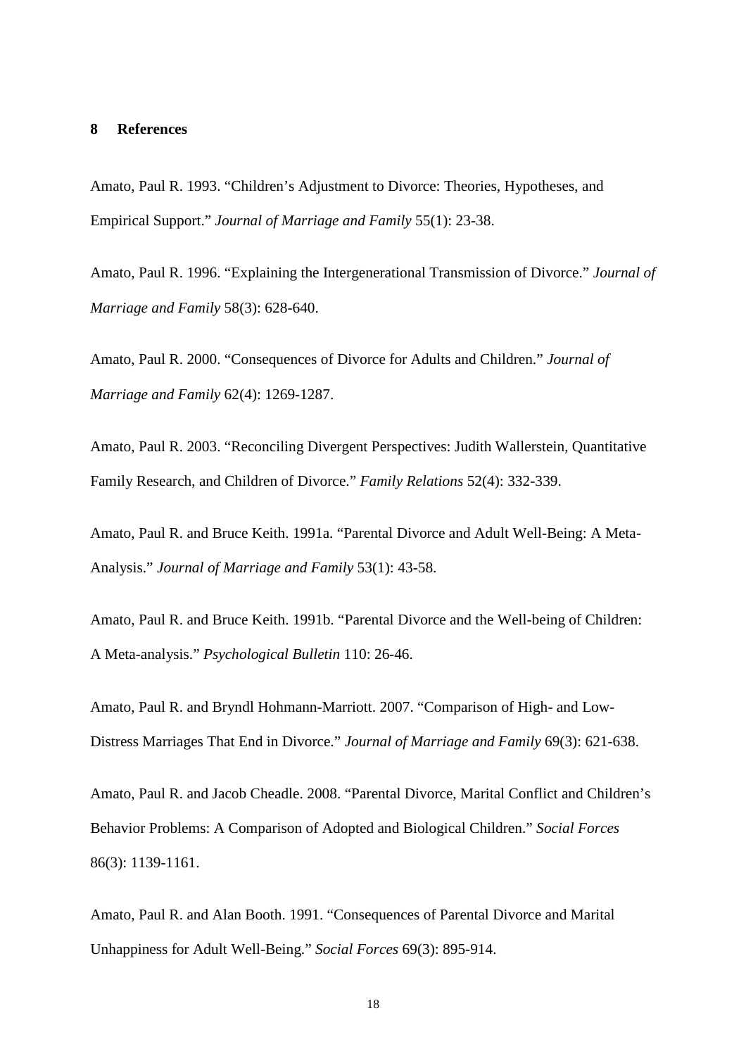## 8 References

Amato, Paul R. 1993. "Children's Adjustment to Divorce: Theories, Hypotheses, and Empirical Support." *Journal of Marriage and Family* 55(1): 23-38.

Amato, Paul R. 1996. "Explaining the Intergenerational Transmission of Divorce." *Journal of Marriage and Family* 58(3): 628-640.

Amato, Paul R. 2000. "Consequences of Divorce for Adults and Children." *Journal of Marriage and Family* 62(4): 1269-1287.

Amato, Paul R. 2003. "Reconciling Divergent Perspectives: Judith Wallerstein, Quantitative Family Research, and Children of Divorce." *Family Relations* 52(4): 332-339.

Amato, Paul R. and Bruce Keith. 1991a. "Parental Divorce and Adult Well-Being: A Meta-Analysis." *Journal of Marriage and Family* 53(1): 43-58.

Amato, Paul R. and Bruce Keith. 1991b. "Parental Divorce and the Well-being of Children: A Meta-analysis." *Psychological Bulletin* 110: 26-46.

Amato, Paul R. and Bryndl Hohmann-Marriott. 2007. "Comparison of High- and Low-Distress Marriages That End in Divorce." *Journal of Marriage and Family* 69(3): 621-638.

Amato, Paul R. and Jacob Cheadle. 2008. "Parental Divorce, Marital Conflict and Children's Behavior Problems: A Comparison of Adopted and Biological Children." *Social Forces* 86(3): 1139-1161.

Amato, Paul R. and Alan Booth. 1991. "Consequences of Parental Divorce and Marital Unhappiness for Adult Well-Being." *Social Forces* 69(3): 895-914.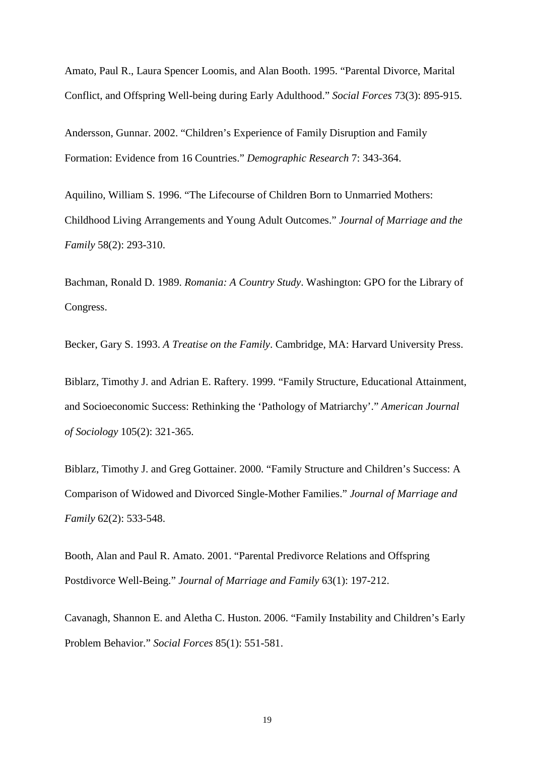Amato, Paul R., Laura Spencer Loomis, and Alan Booth. 1995. "Parental Divorce, Marital Conflict, and Offspring Well-being during Early Adulthood." *Social Forces* 73(3): 895-915.

Andersson, Gunnar. 2002. "Children's Experience of Family Disruption and Family Formation: Evidence from 16 Countries." *Demographic Research* 7: 343-364.

Aquilino, William S. 1996. "The Lifecourse of Children Born to Unmarried Mothers: Childhood Living Arrangements and Young Adult Outcomes." *Journal of Marriage and the Family* 58(2): 293-310.

Bachman, Ronald D. 1989. *Romania: A Country Study*. Washington: GPO for the Library of Congress.

Becker, Gary S. 1993. *A Treatise on the Family*. Cambridge, MA: Harvard University Press.

Biblarz, Timothy J. and Adrian E. Raftery. 1999. "Family Structure, Educational Attainment, and Socioeconomic Success: Rethinking the 'Pathology of Matriarchy'." *American Journal of Sociology* 105(2): 321-365.

Biblarz, Timothy J. and Greg Gottainer. 2000. "Family Structure and Children's Success: A Comparison of Widowed and Divorced Single-Mother Families." *Journal of Marriage and Family* 62(2): 533-548.

Booth, Alan and Paul R. Amato. 2001. "Parental Predivorce Relations and Offspring Postdivorce Well-Being." *Journal of Marriage and Family* 63(1): 197-212.

Cavanagh, Shannon E. and Aletha C. Huston. 2006. "Family Instability and Children's Early Problem Behavior." *Social Forces* 85(1): 551-581.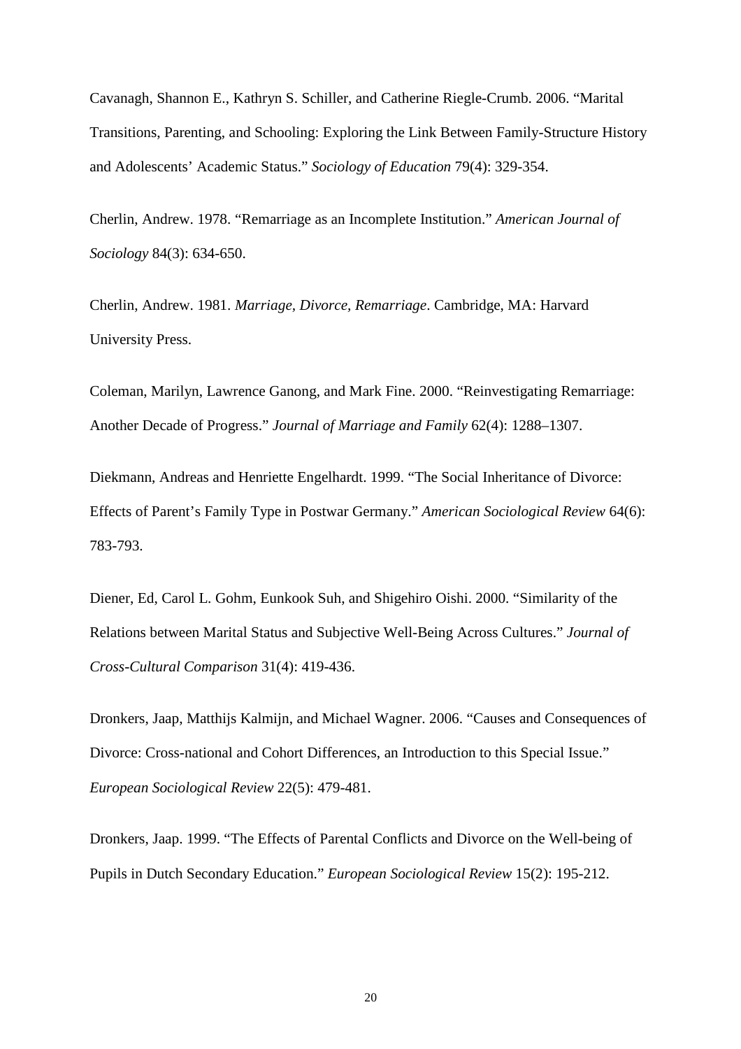Cavanagh, Shannon E., Kathryn S. Schiller, and Catherine Riegle-Crumb. 2006. "Marital Transitions, Parenting, and Schooling: Exploring the Link Between Family-Structure History and Adolescents' Academic Status." *Sociology of Education* 79(4): 329-354.

Cherlin, Andrew. 1978. "Remarriage as an Incomplete Institution." *American Journal of Sociology* 84(3): 634-650.

Cherlin, Andrew. 1981. *Marriage, Divorce, Remarriage*. Cambridge, MA: Harvard University Press.

Coleman, Marilyn, Lawrence Ganong, and Mark Fine. 2000. "Reinvestigating Remarriage: Another Decade of Progress." *Journal of Marriage and Family* 62(4): 1288–1307.

Diekmann, Andreas and Henriette Engelhardt. 1999. "The Social Inheritance of Divorce: Effects of Parent's Family Type in Postwar Germany." *American Sociological Review* 64(6): 783-793.

Diener, Ed, Carol L. Gohm, Eunkook Suh, and Shigehiro Oishi. 2000. "Similarity of the Relations between Marital Status and Subjective Well-Being Across Cultures." *Journal of Cross-Cultural Comparison* 31(4): 419-436.

Dronkers, Jaap, Matthijs Kalmijn, and Michael Wagner. 2006. "Causes and Consequences of Divorce: Cross-national and Cohort Differences, an Introduction to this Special Issue." *European Sociological Review* 22(5): 479-481.

Dronkers, Jaap. 1999. "The Effects of Parental Conflicts and Divorce on the Well-being of Pupils in Dutch Secondary Education." *European Sociological Review* 15(2): 195-212.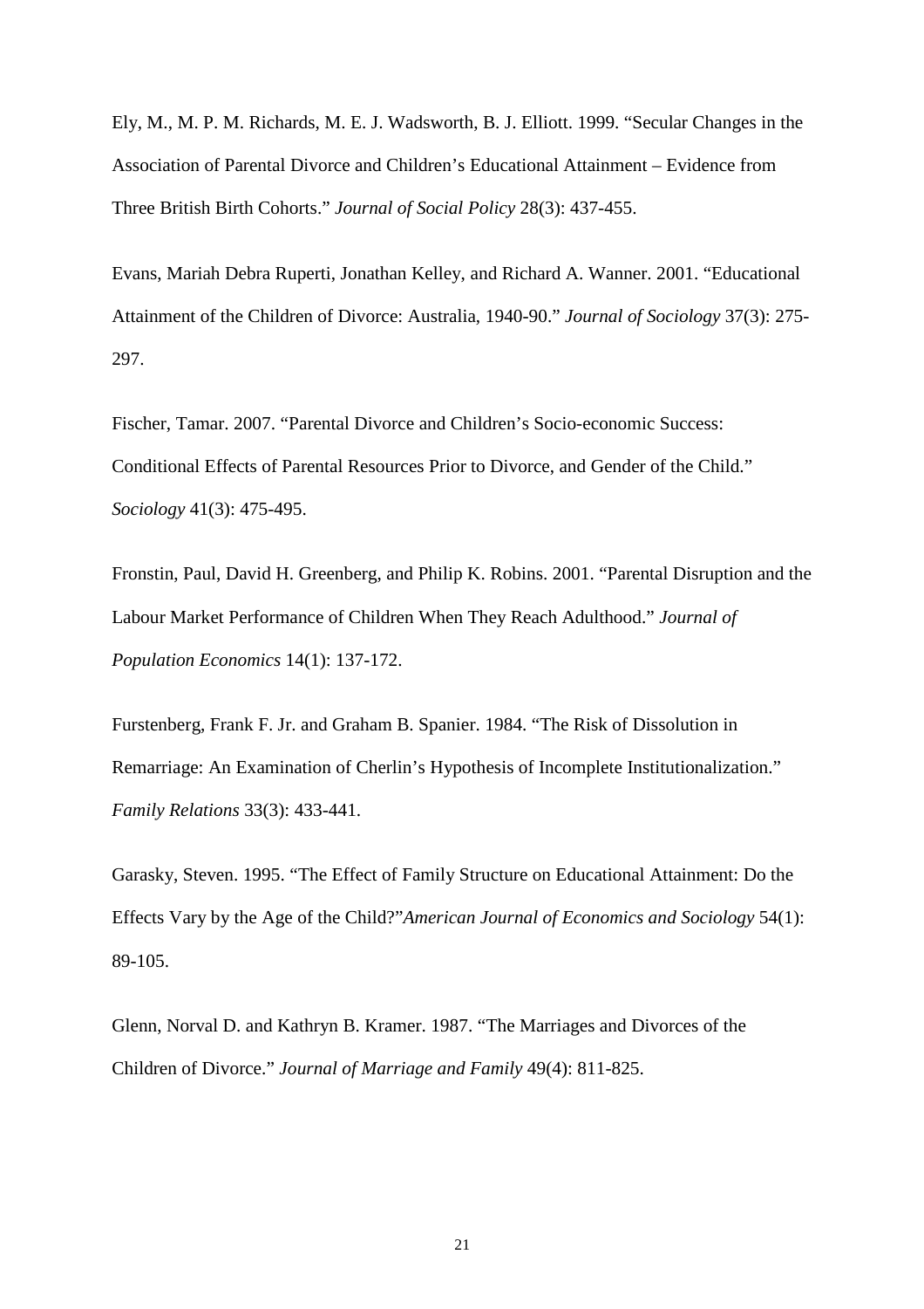Ely, M., M. P. M. Richards, M. E. J. Wadsworth, B. J. Elliott. 1999. "Secular Changes in the Association of Parental Divorce and Children's Educational Attainment – Evidence from Three British Birth Cohorts." *Journal of Social Policy* 28(3): 437-455.

Evans, Mariah Debra Ruperti, Jonathan Kelley, and Richard A. Wanner. 2001. "Educational Attainment of the Children of Divorce: Australia, 1940-90." *Journal of Sociology* 37(3): 275-297.

Fischer, Tamar. 2007. "Parental Divorce and Children's Socio-economic Success: Conditional Effects of Parental Resources Prior to Divorce, and Gender of the Child." *Sociology* 41(3): 475-495.

Fronstin, Paul, David H. Greenberg, and Philip K. Robins. 2001. "Parental Disruption and the Labour Market Performance of Children When They Reach Adulthood." *Journal of Population Economics* 14(1): 137-172.

Furstenberg, Frank F. Jr. and Graham B. Spanier. 1984. "The Risk of Dissolution in Remarriage: An Examination of Cherlin's Hypothesis of Incomplete Institutionalization." *Family Relations* 33(3): 433-441.

Garasky, Steven. 1995. "The Effect of Family Structure on Educational Attainment: Do the Effects Vary by the Age of the Child?"*American Journal of Economics and Sociology* 54(1): 89-105.

Glenn, Norval D. and Kathryn B. Kramer. 1987. "The Marriages and Divorces of the Children of Divorce." *Journal of Marriage and Family* 49(4): 811-825.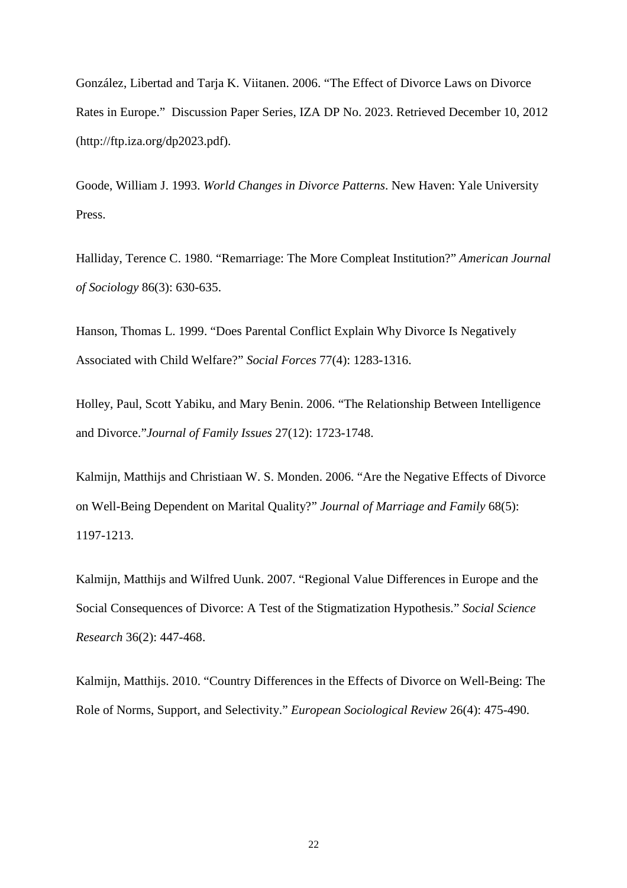González, Libertad and Tarja K. Viitanen. 2006. "The Effect of Divorce Laws on Divorce Rates in Europe." Discussion Paper Series, IZA DP No. 2023. Retrieved December 10, 2012 (http://ftp.iza.org/dp2023.pdf).

Goode, William J. 1993. *World Changes in Divorce Patterns*. New Haven: Yale University Press.

Halliday, Terence C. 1980. "Remarriage: The More Compleat Institution?" *American Journal of Sociology* 86(3): 630-635.

Hanson, Thomas L. 1999. "Does Parental Conflict Explain Why Divorce Is Negatively Associated with Child Welfare?" *Social Forces* 77(4): 1283-1316.

Holley, Paul, Scott Yabiku, and Mary Benin. 2006. "The Relationship Between Intelligence and Divorce."*Journal of Family Issues* 27(12): 1723-1748.

Kalmijn, Matthijs and Christiaan W. S. Monden. 2006. "Are the Negative Effects of Divorce on Well-Being Dependent on Marital Quality?" *Journal of Marriage and Family* 68(5): 1197-1213.

Kalmijn, Matthijs and Wilfred Uunk. 2007. "Regional Value Differences in Europe and the Social Consequences of Divorce: A Test of the Stigmatization Hypothesis." *Social Science Research* 36(2): 447-468.

Kalmijn, Matthijs. 2010. "Country Differences in the Effects of Divorce on Well-Being: The Role of Norms, Support, and Selectivity." *European Sociological Review* 26(4): 475-490.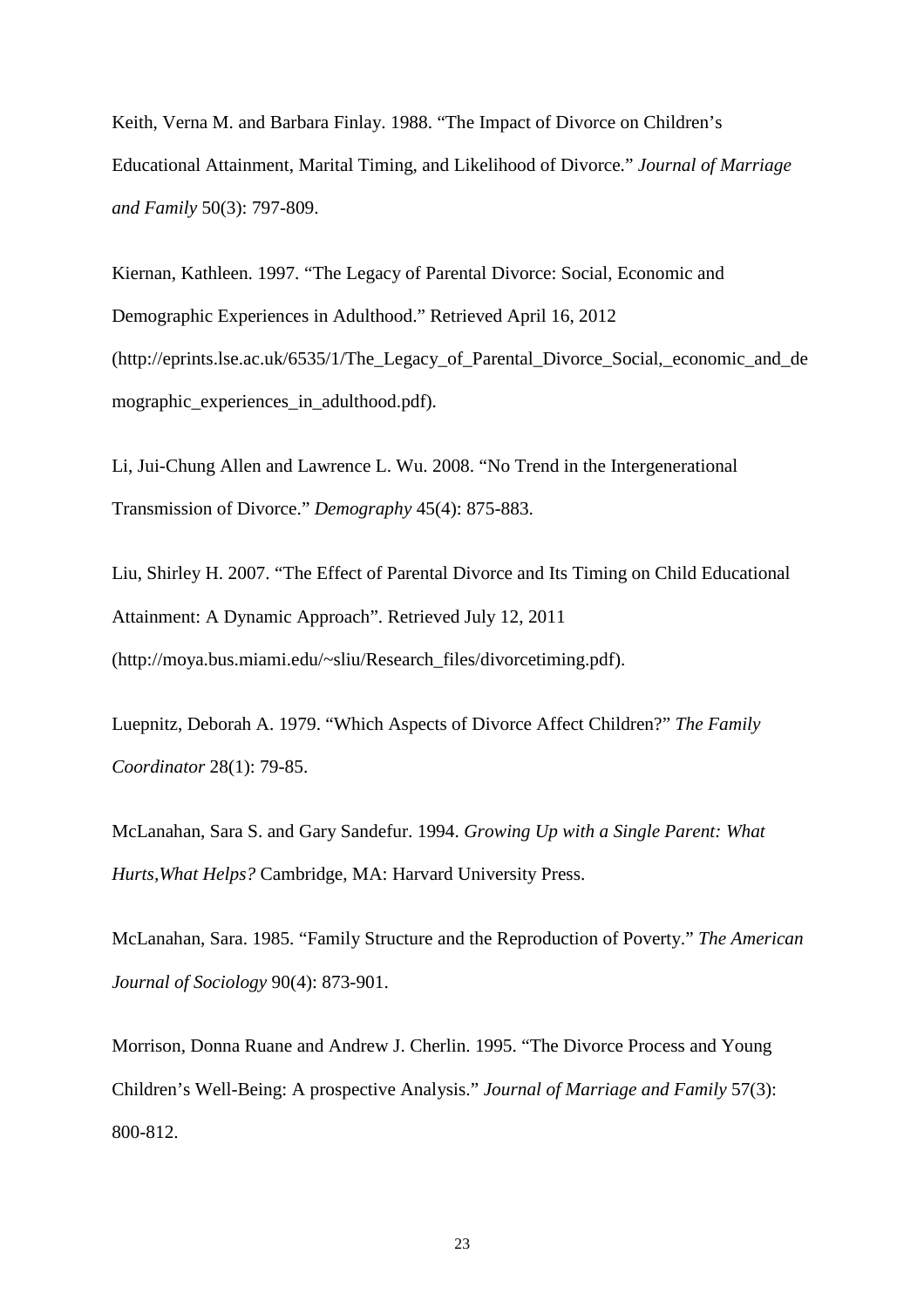Keith, Verna M. and Barbara Finlay. 1988. "The Impact of Divorce on Children's Educational Attainment, Marital Timing, and Likelihood of Divorce." *Journal of Marriage and Family* 50(3): 797-809.

Kiernan, Kathleen. 1997. "The Legacy of Parental Divorce: Social, Economic and Demographic Experiences in Adulthood." Retrieved April 16, 2012 (http://eprints.lse.ac.uk/6535/1/The_Legacy_of_Parental_Divorce_Social,_economic_and_demographic_experiences_in_adulthood.pdf).

Li, Jui-Chung Allen and Lawrence L. Wu. 2008. "No Trend in the Intergenerational Transmission of Divorce." *Demography* 45(4): 875-883.

Liu, Shirley H. 2007. "The Effect of Parental Divorce and Its Timing on Child Educational Attainment: A Dynamic Approach". Retrieved July 12, 2011 (http://moya.bus.miami.edu/~sliu/Research_files/divorcetiming.pdf).

Luepnitz, Deborah A. 1979. "Which Aspects of Divorce Affect Children?" *The Family Coordinator* 28(1): 79-85.

McLanahan, Sara S. and Gary Sandefur. 1994. *Growing Up with a Single Parent: What Hurts,What Helps?* Cambridge, MA: Harvard University Press.

McLanahan, Sara. 1985. "Family Structure and the Reproduction of Poverty." *The American Journal of Sociology* 90(4): 873-901.

Morrison, Donna Ruane and Andrew J. Cherlin. 1995. "The Divorce Process and Young Children's Well-Being: A prospective Analysis." *Journal of Marriage and Family* 57(3): 800-812.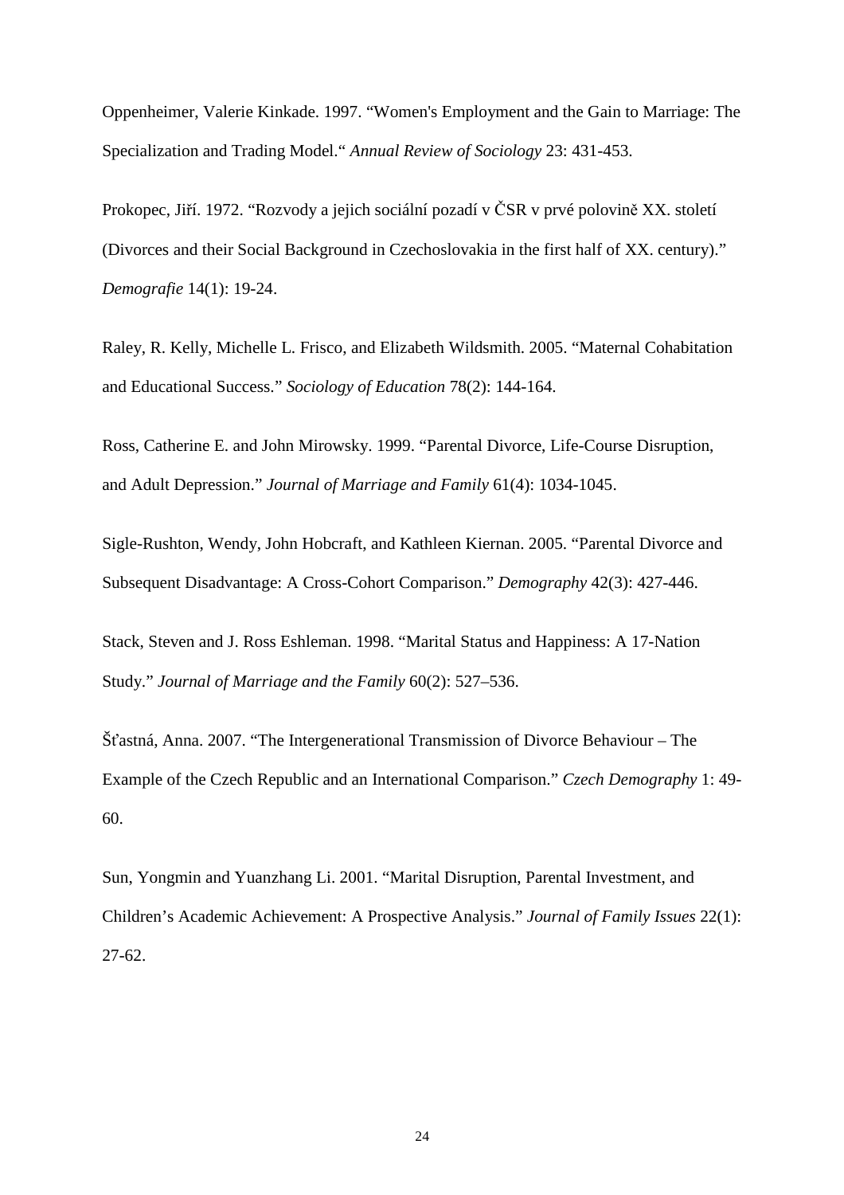Oppenheimer, Valerie Kinkade. 1997. "Women's Employment and the Gain to Marriage: The Specialization and Trading Model." *Annual Review of Sociology* 23: 431-453.

Prokopec, Jiří. 1972. "Rozvody a jejich sociální pozadí v ČSR v prvé polovině XX. století (Divorces and their Social Background in Czechoslovakia in the first half of XX. century)." *Demografie* 14(1): 19-24.

Raley, R. Kelly, Michelle L. Frisco, and Elizabeth Wildsmith. 2005. "Maternal Cohabitation and Educational Success." *Sociology of Education* 78(2): 144-164.

Ross, Catherine E. and John Mirowsky. 1999. "Parental Divorce, Life-Course Disruption, and Adult Depression." *Journal of Marriage and Family* 61(4): 1034-1045.

Sigle-Rushton, Wendy, John Hobcraft, and Kathleen Kiernan. 2005. "Parental Divorce and Subsequent Disadvantage: A Cross-Cohort Comparison." *Demography* 42(3): 427-446.

Stack, Steven and J. Ross Eshleman. 1998. "Marital Status and Happiness: A 17-Nation Study." *Journal of Marriage and the Family* 60(2): 527–536.

Šťastná, Anna. 2007. "The Intergenerational Transmission of Divorce Behaviour – The Example of the Czech Republic and an International Comparison." *Czech Demography* 1: 49-60.

Sun, Yongmin and Yuanzhang Li. 2001. "Marital Disruption, Parental Investment, and Children's Academic Achievement: A Prospective Analysis." *Journal of Family Issues* 22(1): 27-62.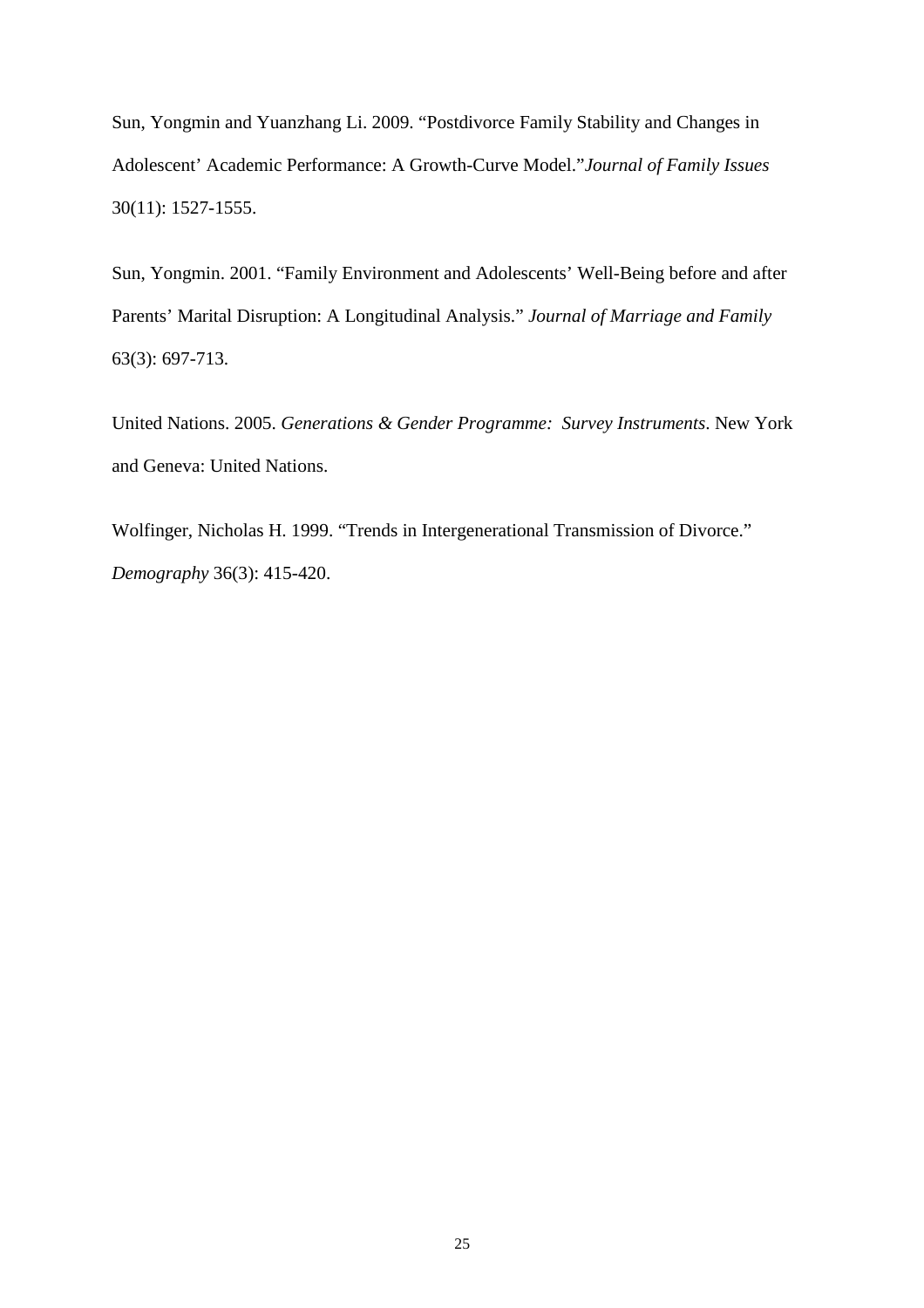Sun, Yongmin and Yuanzhang Li. 2009. "Postdivorce Family Stability and Changes in Adolescent' Academic Performance: A Growth-Curve Model."*Journal of Family Issues* 30(11): 1527-1555.

Sun, Yongmin. 2001. "Family Environment and Adolescents' Well-Being before and after Parents' Marital Disruption: A Longitudinal Analysis." *Journal of Marriage and Family* 63(3): 697-713.

United Nations. 2005. *Generations & Gender Programme: Survey Instruments*. New York and Geneva: United Nations.

Wolfinger, Nicholas H. 1999. "Trends in Intergenerational Transmission of Divorce." *Demography* 36(3): 415-420.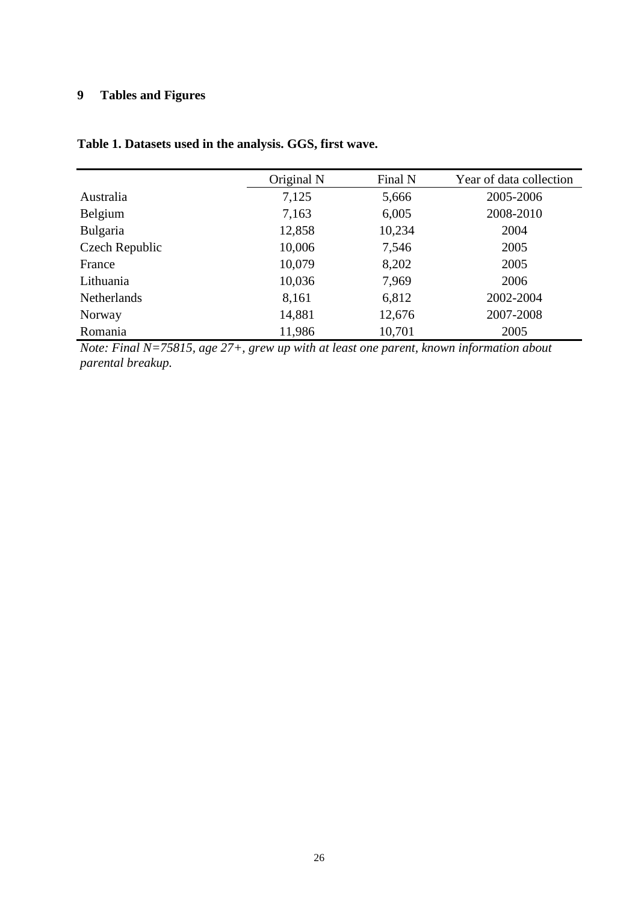# 9 Tables and Figures

**Table 1. Datasets used in the analysis. GGS, first wave.**

| | Original N | Final N | Year of data collection |
|---|---|---|---|
| Australia | 7,125 | 5,666 | 2005-2006 |
| Belgium | 7,163 | 6,005 | 2008-2010 |
| Bulgaria | 12,858 | 10,234 | 2004 |
| Czech Republic | 10,006 | 7,546 | 2005 |
| France | 10,079 | 8,202 | 2005 |
| Lithuania | 10,036 | 7,969 | 2006 |
| Netherlands | 8,161 | 6,812 | 2002-2004 |
| Norway | 14,881 | 12,676 | 2007-2008 |
| Romania | 11,986 | 10,701 | 2005 |

*Note: Final N=75815, age 27+, grew up with at least one parent, known information about parental breakup.*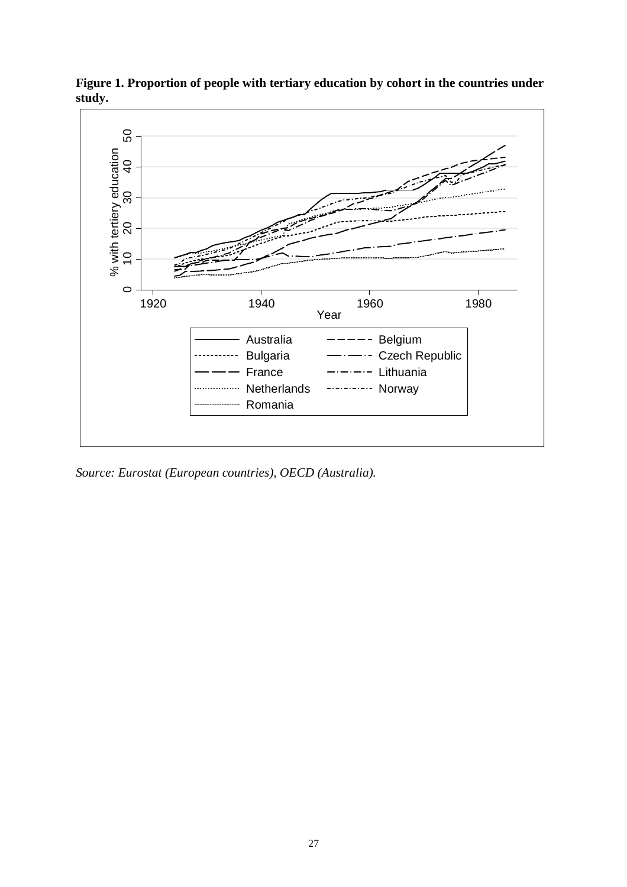**Figure 1. Proportion of people with tertiary education by cohort in the countries under study.**

*Source: Eurostat (European countries), OECD (Australia).*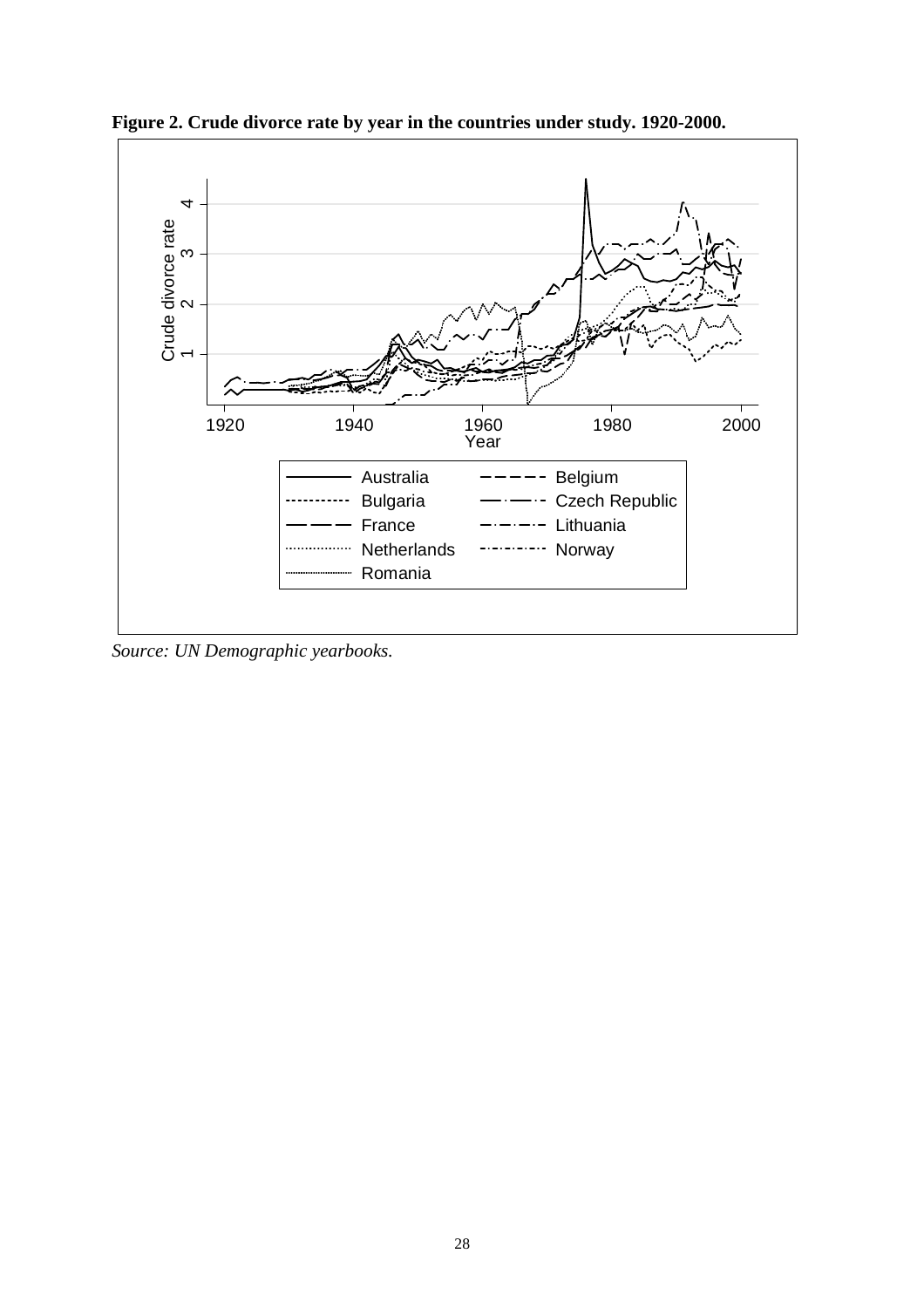**Figure 2. Crude divorce rate by year in the countries under study. 1920-2000.**

*Source: UN Demographic yearbooks.*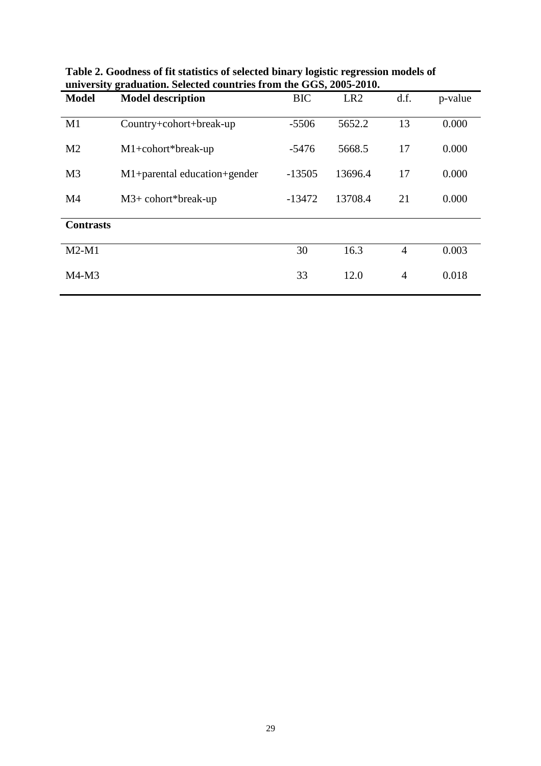**Table 2. Goodness of fit statistics of selected binary logistic regression models of university graduation. Selected countries from the GGS, 2005-2010.**

| **Model** | **Model description** | BIC | LR2 | d.f. | p-value |
|---|---|---|---|---|---|
| M1 | Country+cohort+break-up | -5506 | 5652.2 | 13 | 0.000 |
| M2 | M1+cohort*break-up | -5476 | 5668.5 | 17 | 0.000 |
| M3 | M1+parental education+gender | -13505 | 13696.4 | 17 | 0.000 |
| M4 | M3+ cohort*break-up | -13472 | 13708.4 | 21 | 0.000 |
| **Contrasts** | | | | | |
| M2-M1 | | 30 | 16.3 | 4 | 0.003 |
| M4-M3 | | 33 | 12.0 | 4 | 0.018 |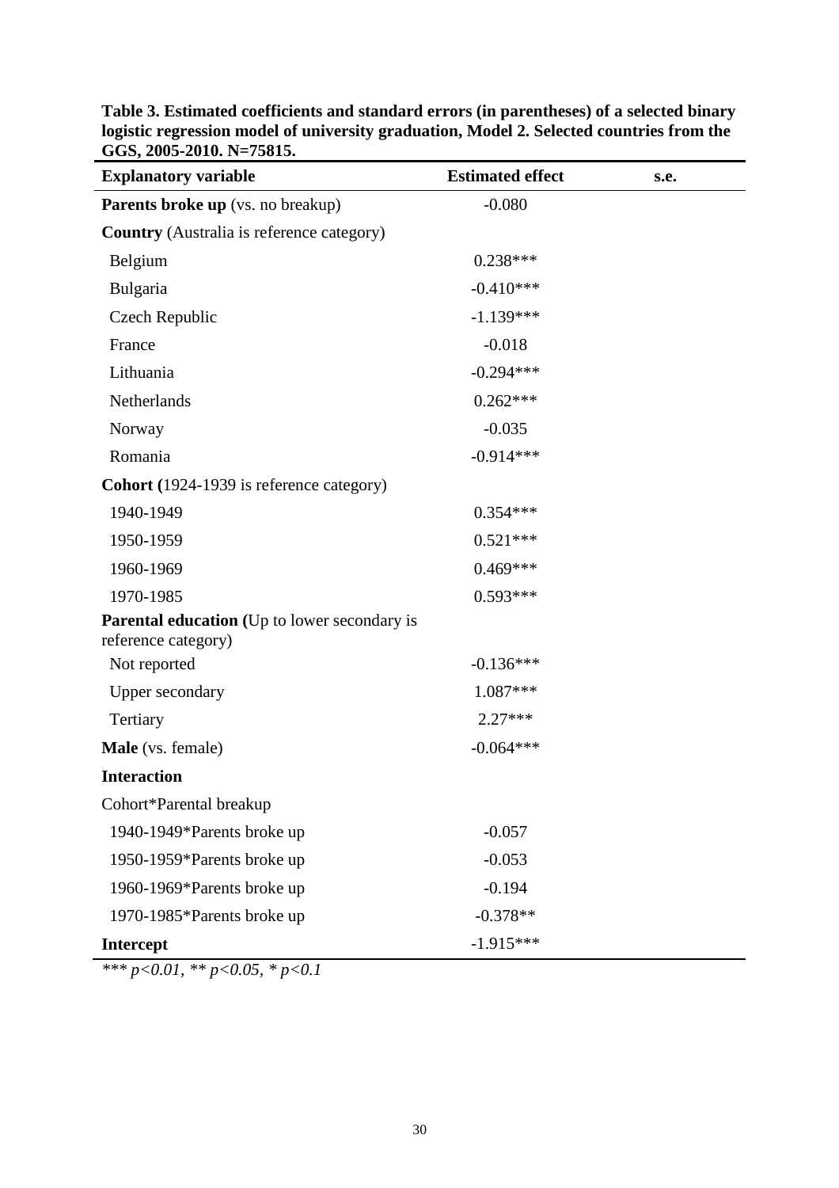**Table 3. Estimated coefficients and standard errors (in parentheses) of a selected binary logistic regression model of university graduation, Model 2. Selected countries from the GGS, 2005-2010. N=75815.**

| Explanatory variable | Estimated effect | s.e. |
|---|---|---|
| **Parents broke up** (vs. no breakup) | -0.080 | |
| **Country** (Australia is reference category) | | |
| Belgium | 0.238*** | |
| Bulgaria | -0.410*** | |
| Czech Republic | -1.139*** | |
| France | -0.018 | |
| Lithuania | -0.294*** | |
| Netherlands | 0.262*** | |
| Norway | -0.035 | |
| Romania | -0.914*** | |
| **Cohort (**1924-1939 is reference category) | | |
| 1940-1949 | 0.354*** | |
| 1950-1959 | 0.521*** | |
| 1960-1969 | 0.469*** | |
| 1970-1985 | 0.593*** | |
| **Parental education (**Up to lower secondary is reference category) | | |
| Not reported | -0.136*** | |
| Upper secondary | 1.087*** | |
| Tertiary | 2.27*** | |
| **Male** (vs. female) | -0.064*** | |
| **Interaction** | | |
| Cohort*Parental breakup | | |
| 1940-1949*Parents broke up | -0.057 | |
| 1950-1959*Parents broke up | -0.053 | |
| 1960-1969*Parents broke up | -0.194 | |
| 1970-1985*Parents broke up | -0.378** | |
| **Intercept** | -1.915*** | |

*\*\*\* p<0.01, \*\* p<0.05, \* p<0.1*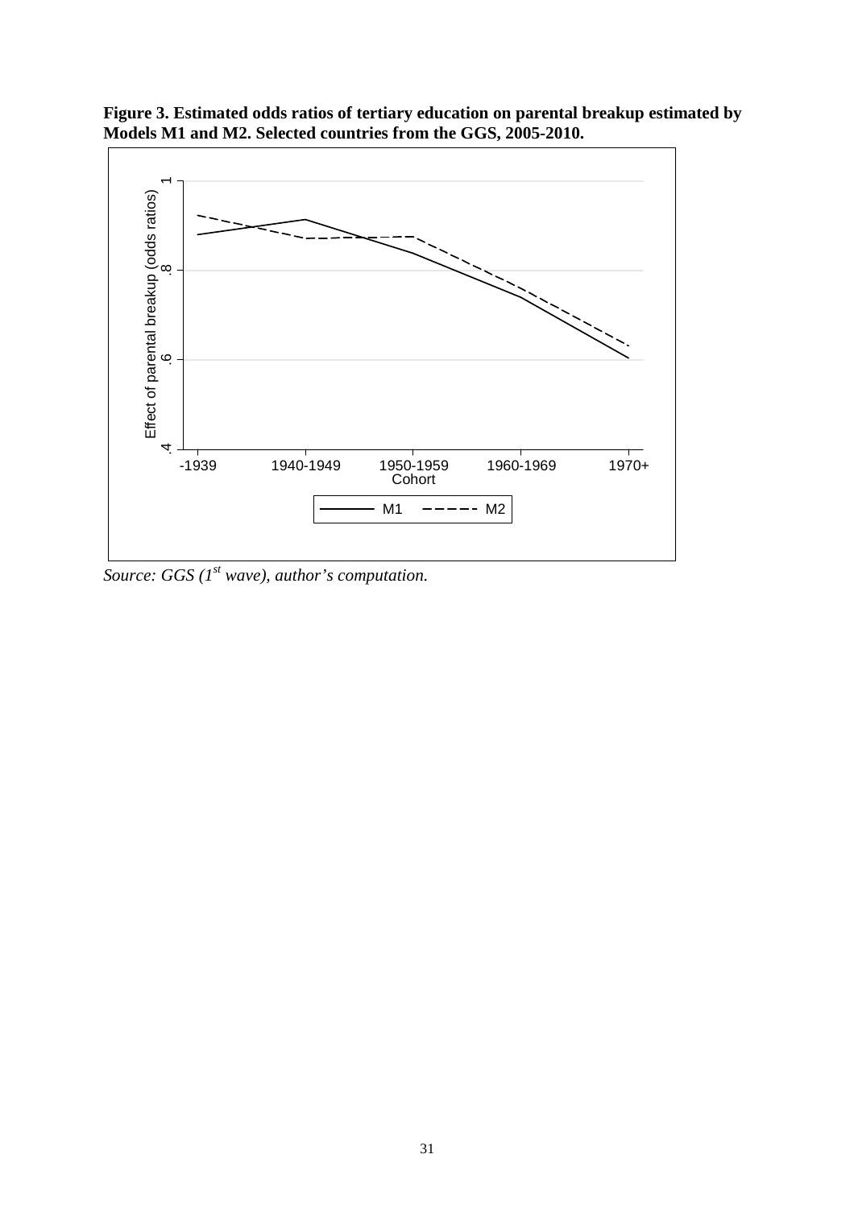**Figure 3. Estimated odds ratios of tertiary education on parental breakup estimated by Models M1 and M2. Selected countries from the GGS, 2005-2010.**

*Source: GGS (1st wave), author's computation.*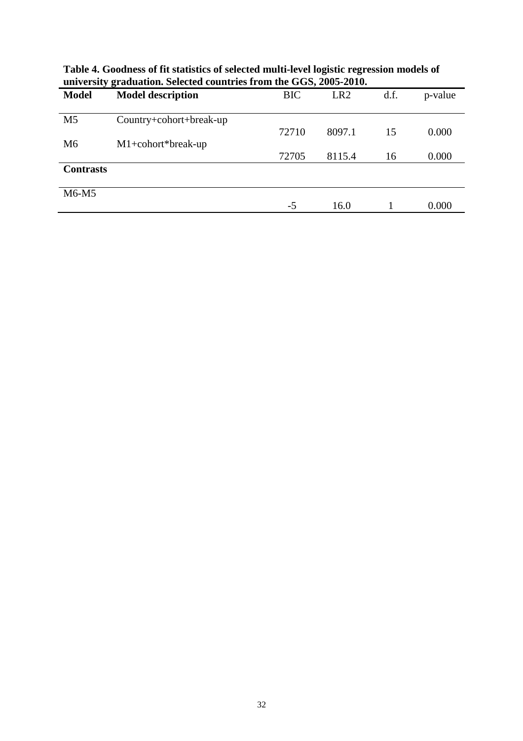**Table 4. Goodness of fit statistics of selected multi-level logistic regression models of university graduation. Selected countries from the GGS, 2005-2010.**

| Model | Model description | BIC | LR2 | d.f. | p-value |
|---|---|---|---|---|---|
| M5 | Country+cohort+break-up | 72710 | 8097.1 | 15 | 0.000 |
| M6 | M1+cohort*break-up | 72705 | 8115.4 | 16 | 0.000 |
| **Contrasts** | | | | | |
| M6-M5 | | -5 | 16.0 | 1 | 0.000 |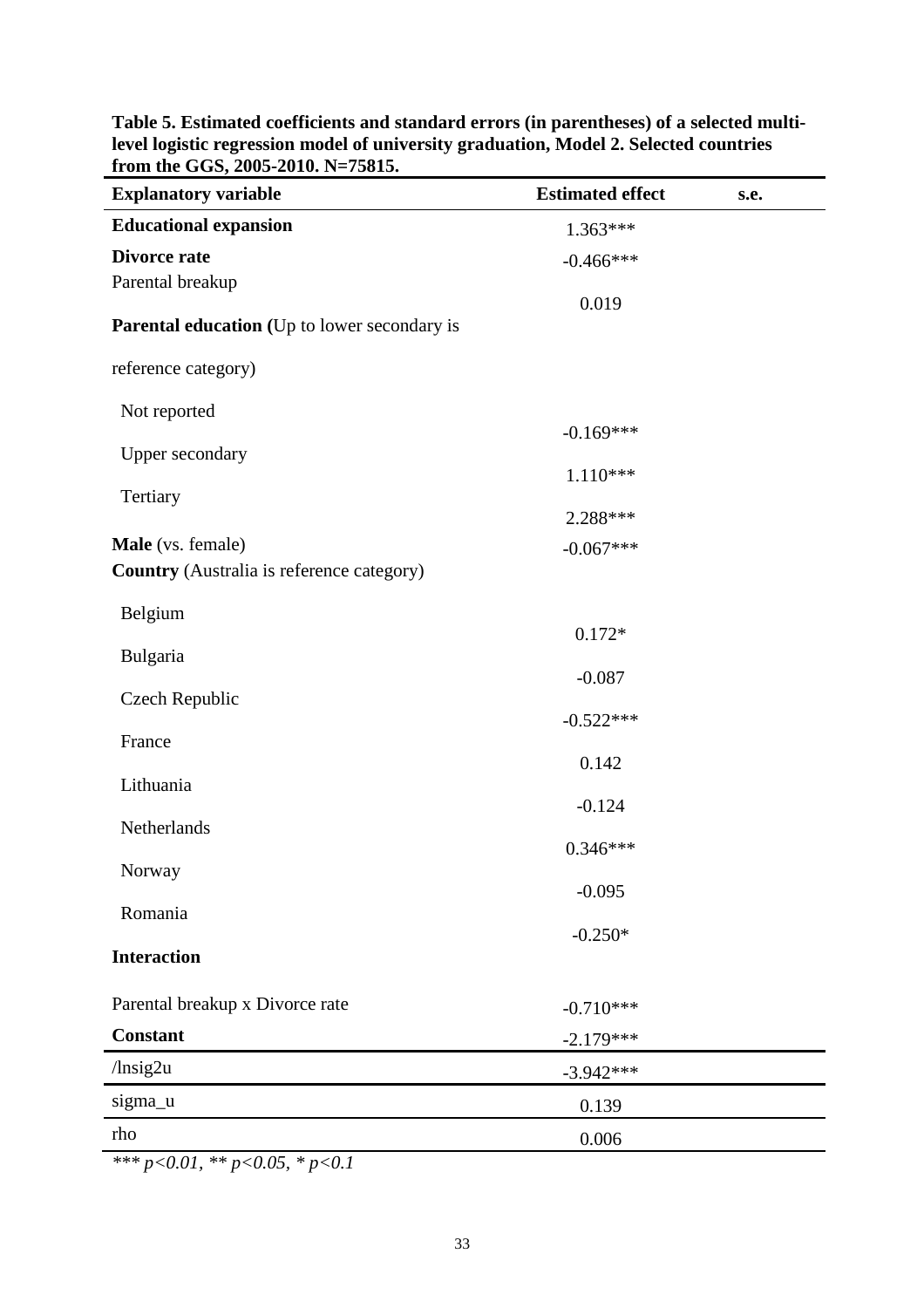**Table 5. Estimated coefficients and standard errors (in parentheses) of a selected multi-level logistic regression model of university graduation, Model 2. Selected countries from the GGS, 2005-2010. N=75815.**

| Explanatory variable | Estimated effect | s.e. |
|---|---|---|
| **Educational expansion** | 1.363*** | |
| **Divorce rate** | -0.466*** | |
| Parental breakup | 0.019 | |
| **Parental education (**Up to lower secondary is reference category) | | |
| Not reported | -0.169*** | |
| Upper secondary | 1.110*** | |
| Tertiary | 2.288*** | |
| **Male** (vs. female) | -0.067*** | |
| **Country** (Australia is reference category) | | |
| Belgium | 0.172* | |
| Bulgaria | -0.087 | |
| Czech Republic | -0.522*** | |
| France | 0.142 | |
| Lithuania | -0.124 | |
| Netherlands | 0.346*** | |
| Norway | -0.095 | |
| Romania | -0.250* | |
| **Interaction** | | |
| Parental breakup x Divorce rate | -0.710*** | |
| **Constant** | -2.179*** | |
| /lnsig2u | -3.942*** | |
| sigma_u | 0.139 | |
| rho | 0.006 | |

*\*\*\* p<0.01, \*\* p<0.05, \* p<0.1*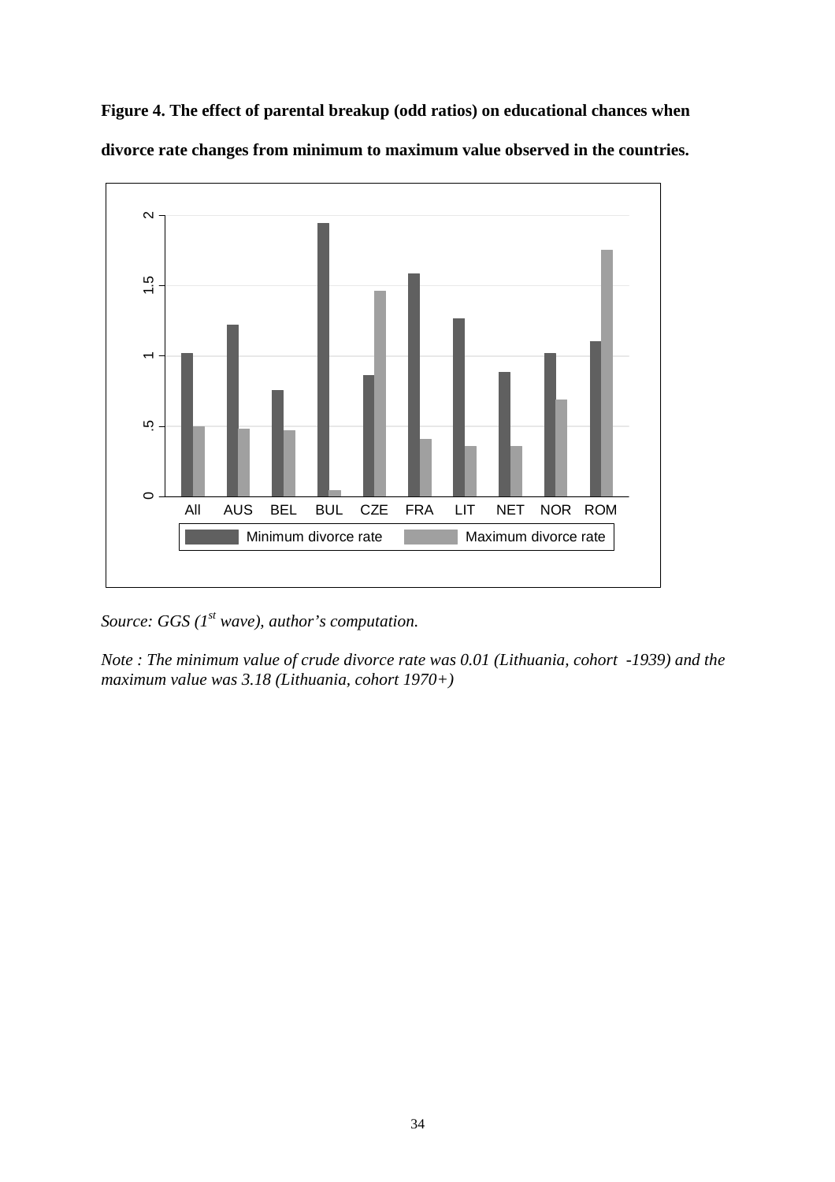**Figure 4. The effect of parental breakup (odd ratios) on educational chances when divorce rate changes from minimum to maximum value observed in the countries.**

*Source: GGS (1st wave), author's computation.*

*Note : The minimum value of crude divorce rate was 0.01 (Lithuania, cohort -1939) and the maximum value was 3.18 (Lithuania, cohort 1970+)*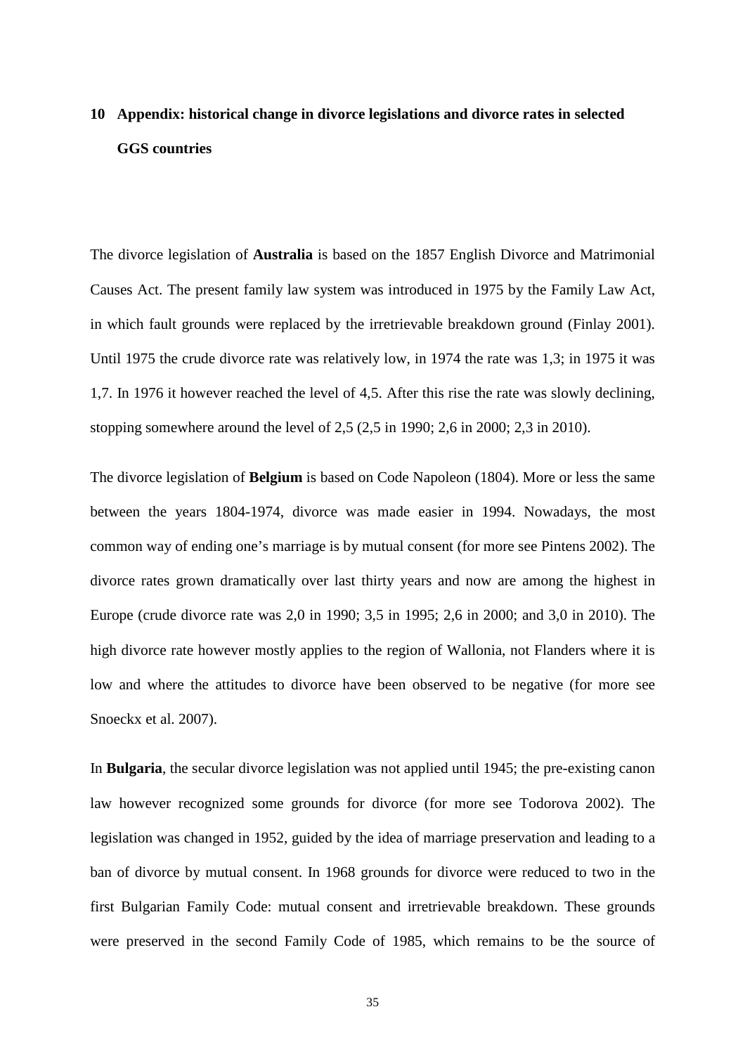# 10 Appendix: historical change in divorce legislations and divorce rates in selected GGS countries

The divorce legislation of **Australia** is based on the 1857 English Divorce and Matrimonial Causes Act. The present family law system was introduced in 1975 by the Family Law Act, in which fault grounds were replaced by the irretrievable breakdown ground (Finlay 2001). Until 1975 the crude divorce rate was relatively low, in 1974 the rate was 1,3; in 1975 it was 1,7. In 1976 it however reached the level of 4,5. After this rise the rate was slowly declining, stopping somewhere around the level of 2,5 (2,5 in 1990; 2,6 in 2000; 2,3 in 2010).

The divorce legislation of **Belgium** is based on Code Napoleon (1804). More or less the same between the years 1804-1974, divorce was made easier in 1994. Nowadays, the most common way of ending one's marriage is by mutual consent (for more see Pintens 2002). The divorce rates grown dramatically over last thirty years and now are among the highest in Europe (crude divorce rate was 2,0 in 1990; 3,5 in 1995; 2,6 in 2000; and 3,0 in 2010). The high divorce rate however mostly applies to the region of Wallonia, not Flanders where it is low and where the attitudes to divorce have been observed to be negative (for more see Snoeckx et al. 2007).

In **Bulgaria**, the secular divorce legislation was not applied until 1945; the pre-existing canon law however recognized some grounds for divorce (for more see Todorova 2002). The legislation was changed in 1952, guided by the idea of marriage preservation and leading to a ban of divorce by mutual consent. In 1968 grounds for divorce were reduced to two in the first Bulgarian Family Code: mutual consent and irretrievable breakdown. These grounds were preserved in the second Family Code of 1985, which remains to be the source of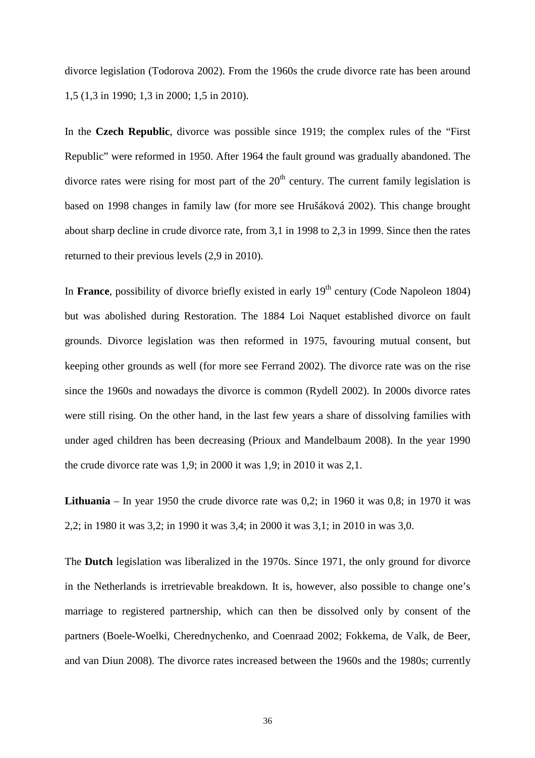divorce legislation (Todorova 2002). From the 1960s the crude divorce rate has been around 1,5 (1,3 in 1990; 1,3 in 2000; 1,5 in 2010).

In the **Czech Republic**, divorce was possible since 1919; the complex rules of the "First Republic" were reformed in 1950. After 1964 the fault ground was gradually abandoned. The divorce rates were rising for most part of the 20th century. The current family legislation is based on 1998 changes in family law (for more see Hrušáková 2002). This change brought about sharp decline in crude divorce rate, from 3,1 in 1998 to 2,3 in 1999. Since then the rates returned to their previous levels (2,9 in 2010).

In **France**, possibility of divorce briefly existed in early 19th century (Code Napoleon 1804) but was abolished during Restoration. The 1884 Loi Naquet established divorce on fault grounds. Divorce legislation was then reformed in 1975, favouring mutual consent, but keeping other grounds as well (for more see Ferrand 2002). The divorce rate was on the rise since the 1960s and nowadays the divorce is common (Rydell 2002). In 2000s divorce rates were still rising. On the other hand, in the last few years a share of dissolving families with under aged children has been decreasing (Prioux and Mandelbaum 2008). In the year 1990 the crude divorce rate was 1,9; in 2000 it was 1,9; in 2010 it was 2,1.

**Lithuania** – In year 1950 the crude divorce rate was 0,2; in 1960 it was 0,8; in 1970 it was 2,2; in 1980 it was 3,2; in 1990 it was 3,4; in 2000 it was 3,1; in 2010 in was 3,0.

The **Dutch** legislation was liberalized in the 1970s. Since 1971, the only ground for divorce in the Netherlands is irretrievable breakdown. It is, however, also possible to change one's marriage to registered partnership, which can then be dissolved only by consent of the partners (Boele-Woelki, Cherednychenko, and Coenraad 2002; Fokkema, de Valk, de Beer, and van Diun 2008). The divorce rates increased between the 1960s and the 1980s; currently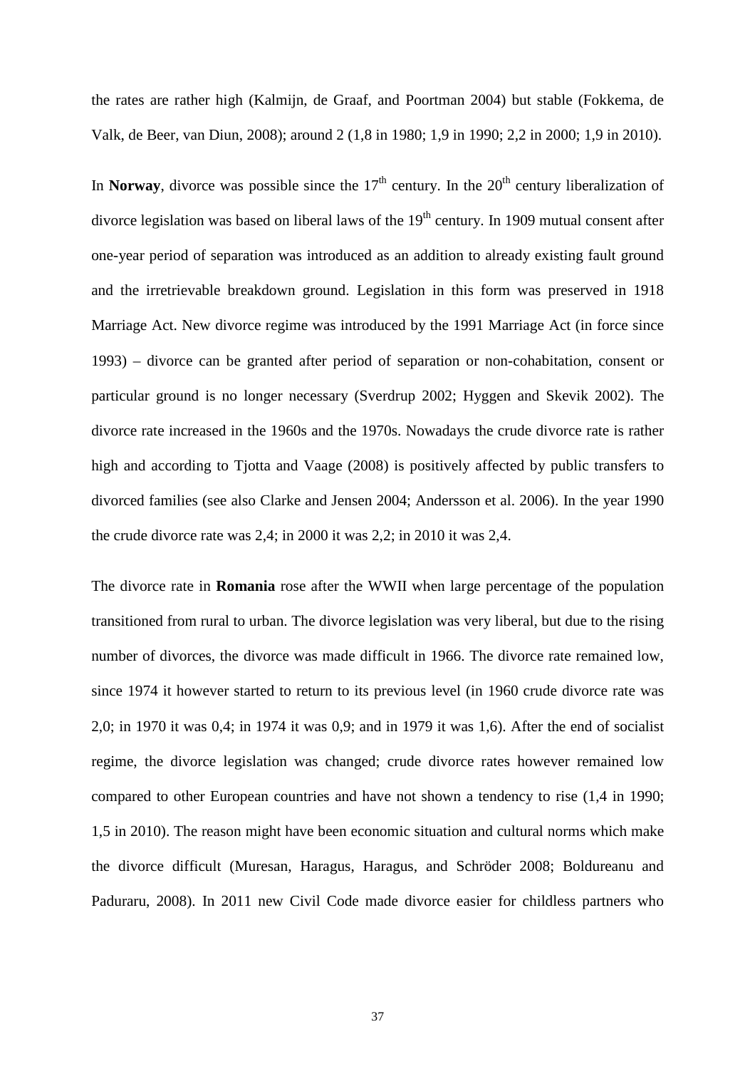the rates are rather high (Kalmijn, de Graaf, and Poortman 2004) but stable (Fokkema, de Valk, de Beer, van Diun, 2008); around 2 (1,8 in 1980; 1,9 in 1990; 2,2 in 2000; 1,9 in 2010).

In **Norway**, divorce was possible since the 17th century. In the 20th century liberalization of divorce legislation was based on liberal laws of the 19th century. In 1909 mutual consent after one-year period of separation was introduced as an addition to already existing fault ground and the irretrievable breakdown ground. Legislation in this form was preserved in 1918 Marriage Act. New divorce regime was introduced by the 1991 Marriage Act (in force since 1993) – divorce can be granted after period of separation or non-cohabitation, consent or particular ground is no longer necessary (Sverdrup 2002; Hyggen and Skevik 2002). The divorce rate increased in the 1960s and the 1970s. Nowadays the crude divorce rate is rather high and according to Tjotta and Vaage (2008) is positively affected by public transfers to divorced families (see also Clarke and Jensen 2004; Andersson et al. 2006). In the year 1990 the crude divorce rate was 2,4; in 2000 it was 2,2; in 2010 it was 2,4.

The divorce rate in **Romania** rose after the WWII when large percentage of the population transitioned from rural to urban. The divorce legislation was very liberal, but due to the rising number of divorces, the divorce was made difficult in 1966. The divorce rate remained low, since 1974 it however started to return to its previous level (in 1960 crude divorce rate was 2,0; in 1970 it was 0,4; in 1974 it was 0,9; and in 1979 it was 1,6). After the end of socialist regime, the divorce legislation was changed; crude divorce rates however remained low compared to other European countries and have not shown a tendency to rise (1,4 in 1990; 1,5 in 2010). The reason might have been economic situation and cultural norms which make the divorce difficult (Muresan, Haragus, Haragus, and Schröder 2008; Boldureanu and Paduraru, 2008). In 2011 new Civil Code made divorce easier for childless partners who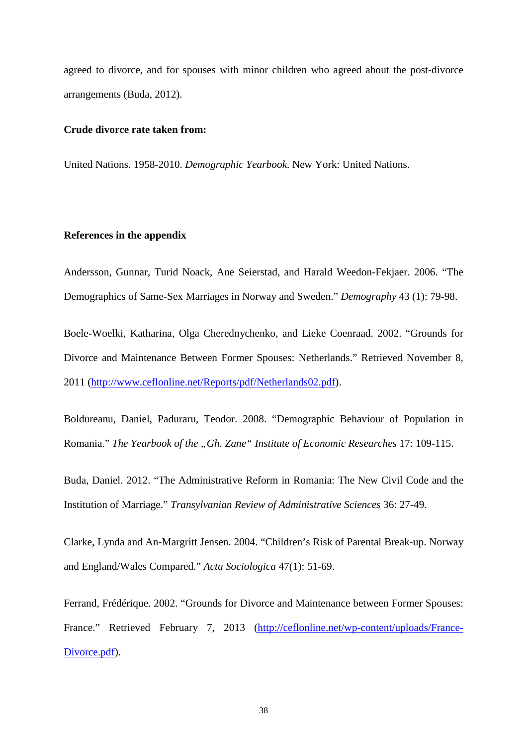agreed to divorce, and for spouses with minor children who agreed about the post-divorce arrangements (Buda, 2012).

**Crude divorce rate taken from:**

United Nations. 1958-2010. *Demographic Yearbook*. New York: United Nations.

**References in the appendix**

Andersson, Gunnar, Turid Noack, Ane Seierstad, and Harald Weedon-Fekjaer. 2006. "The Demographics of Same-Sex Marriages in Norway and Sweden." *Demography* 43 (1): 79-98.

Boele-Woelki, Katharina, Olga Cherednychenko, and Lieke Coenraad. 2002. "Grounds for Divorce and Maintenance Between Former Spouses: Netherlands." Retrieved November 8, 2011 ([http://www.ceflonline.net/Reports/pdf/Netherlands02.pdf](http://www.ceflonline.net/Reports/pdf/Netherlands02.pdf)).

Boldureanu, Daniel, Paduraru, Teodor. 2008. "Demographic Behaviour of Population in Romania." *The Yearbook of the „Gh. Zane" Institute of Economic Researches* 17: 109-115.

Buda, Daniel. 2012. "The Administrative Reform in Romania: The New Civil Code and the Institution of Marriage." *Transylvanian Review of Administrative Sciences* 36: 27-49.

Clarke, Lynda and An-Margritt Jensen. 2004. "Children's Risk of Parental Break-up. Norway and England/Wales Compared." *Acta Sociologica* 47(1): 51-69.

Ferrand, Frédérique. 2002. "Grounds for Divorce and Maintenance between Former Spouses: France." Retrieved February 7, 2013 ([http://ceflonline.net/wp-content/uploads/France-Divorce.pdf](http://ceflonline.net/wp-content/uploads/France-Divorce.pdf)).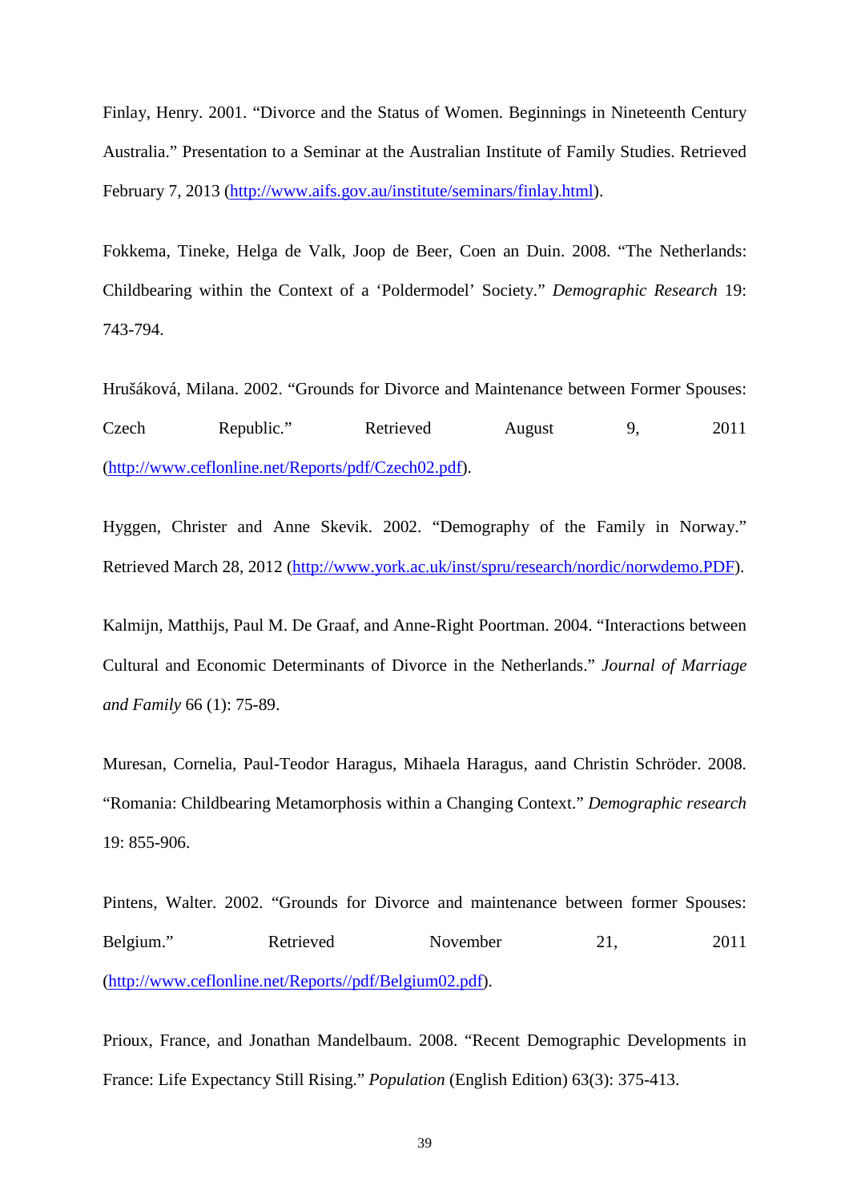Finlay, Henry. 2001. "Divorce and the Status of Women. Beginnings in Nineteenth Century Australia." Presentation to a Seminar at the Australian Institute of Family Studies. Retrieved February 7, 2013 (http://www.aifs.gov.au/institute/seminars/finlay.html).

Fokkema, Tineke, Helga de Valk, Joop de Beer, Coen an Duin. 2008. "The Netherlands: Childbearing within the Context of a 'Poldermodel' Society." *Demographic Research* 19: 743-794.

Hrušáková, Milana. 2002. "Grounds for Divorce and Maintenance between Former Spouses: Czech Republic." Retrieved August 9, 2011 (http://www.ceflonline.net/Reports/pdf/Czech02.pdf).

Hyggen, Christer and Anne Skevik. 2002. "Demography of the Family in Norway." Retrieved March 28, 2012 (http://www.york.ac.uk/inst/spru/research/nordic/norwdemo.PDF).

Kalmijn, Matthijs, Paul M. De Graaf, and Anne-Right Poortman. 2004. "Interactions between Cultural and Economic Determinants of Divorce in the Netherlands." *Journal of Marriage and Family* 66 (1): 75-89.

Muresan, Cornelia, Paul-Teodor Haragus, Mihaela Haragus, aand Christin Schröder. 2008. "Romania: Childbearing Metamorphosis within a Changing Context." *Demographic research* 19: 855-906.

Pintens, Walter. 2002. "Grounds for Divorce and maintenance between former Spouses: Belgium." Retrieved November 21, 2011 (http://www.ceflonline.net/Reports//pdf/Belgium02.pdf).

Prioux, France, and Jonathan Mandelbaum. 2008. "Recent Demographic Developments in France: Life Expectancy Still Rising." *Population* (English Edition) 63(3): 375-413.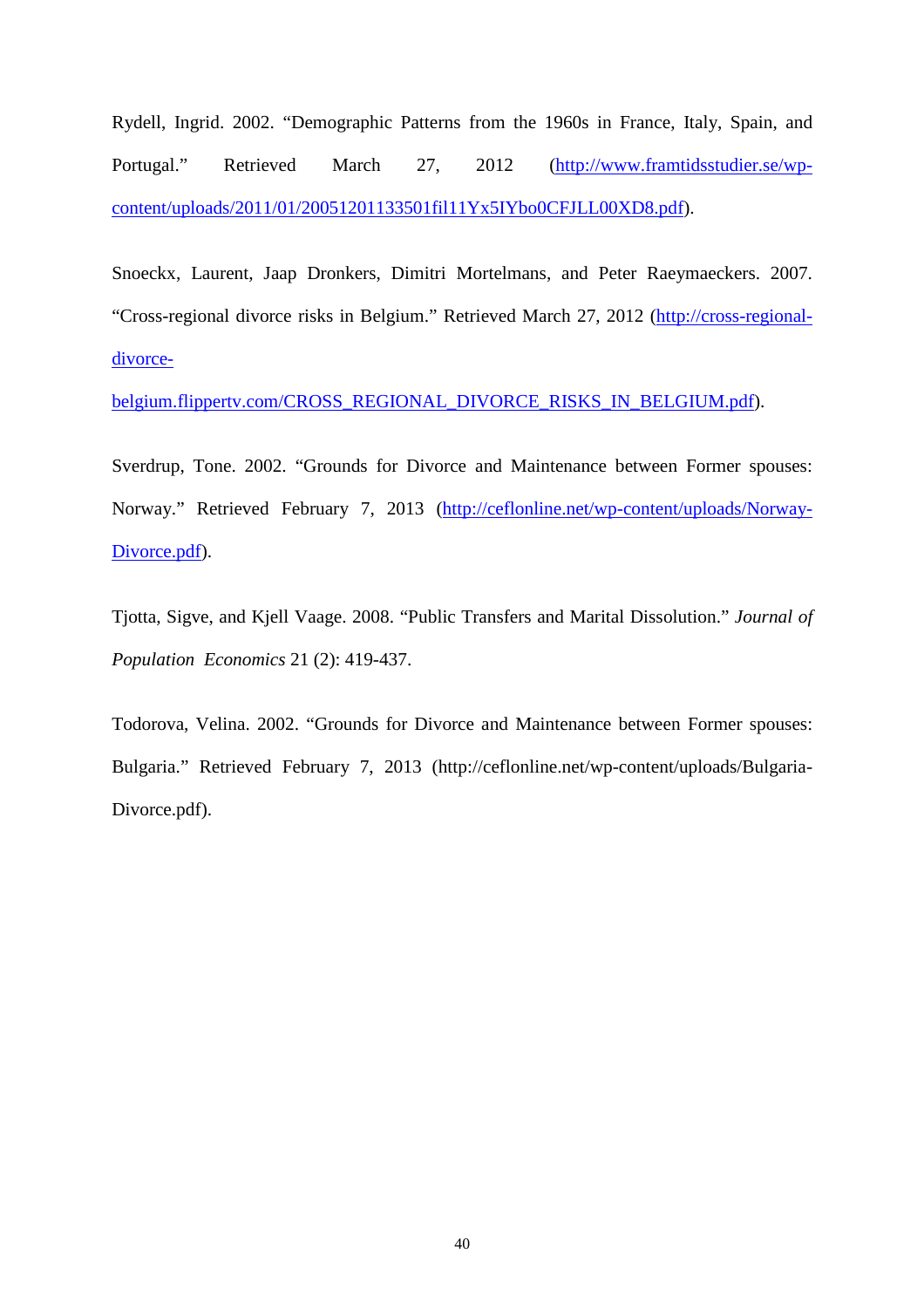Rydell, Ingrid. 2002. "Demographic Patterns from the 1960s in France, Italy, Spain, and Portugal." Retrieved March 27, 2012 (http://www.framtidsstudier.se/wp-content/uploads/2011/01/20051201133501fil11Yx5IYbo0CFJLL00XD8.pdf).

Snoeckx, Laurent, Jaap Dronkers, Dimitri Mortelmans, and Peter Raeymaeckers. 2007. "Cross-regional divorce risks in Belgium." Retrieved March 27, 2012 (http://cross-regional-divorce-belgium.flippertv.com/CROSS_REGIONAL_DIVORCE_RISKS_IN_BELGIUM.pdf).

Sverdrup, Tone. 2002. "Grounds for Divorce and Maintenance between Former spouses: Norway." Retrieved February 7, 2013 (http://ceflonline.net/wp-content/uploads/Norway-Divorce.pdf).

Tjotta, Sigve, and Kjell Vaage. 2008. "Public Transfers and Marital Dissolution." *Journal of Population Economics* 21 (2): 419-437.

Todorova, Velina. 2002. "Grounds for Divorce and Maintenance between Former spouses: Bulgaria." Retrieved February 7, 2013 (http://ceflonline.net/wp-content/uploads/Bulgaria-Divorce.pdf).